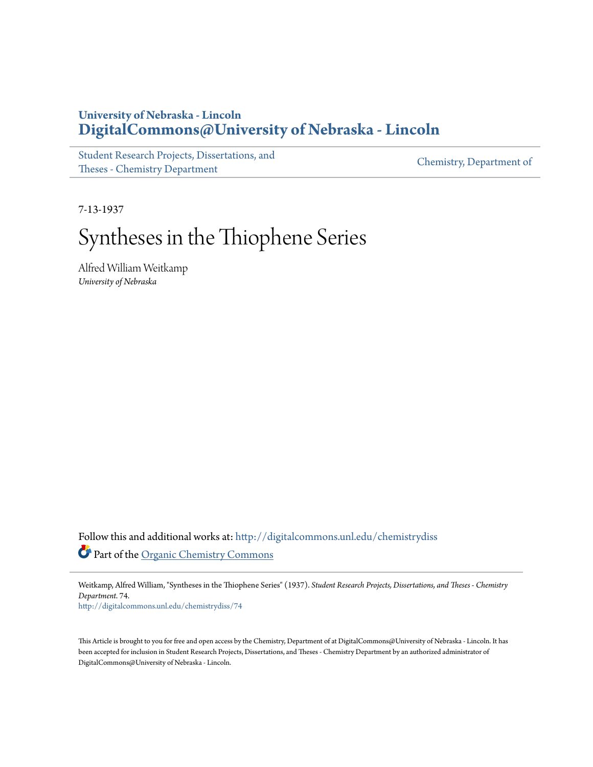University of Nebraska - Lincoln
**DigitalCommons@University of Nebraska - Lincoln**

Student Research Projects, Dissertations, and Theses - Chemistry Department

Chemistry, Department of

7-13-1937

# Syntheses in the Thiophene Series

Alfred William Weitkamp
*University of Nebraska*

Follow this and additional works at: http://digitalcommons.unl.edu/chemistrydiss

Part of the Organic Chemistry Commons

Weitkamp, Alfred William, "Syntheses in the Thiophene Series" (1937). *Student Research Projects, Dissertations, and Theses - Chemistry Department*. 74.
http://digitalcommons.unl.edu/chemistrydiss/74

This Article is brought to you for free and open access by the Chemistry, Department of at DigitalCommons@University of Nebraska - Lincoln. It has been accepted for inclusion in Student Research Projects, Dissertations, and Theses - Chemistry Department by an authorized administrator of DigitalCommons@University of Nebraska - Lincoln.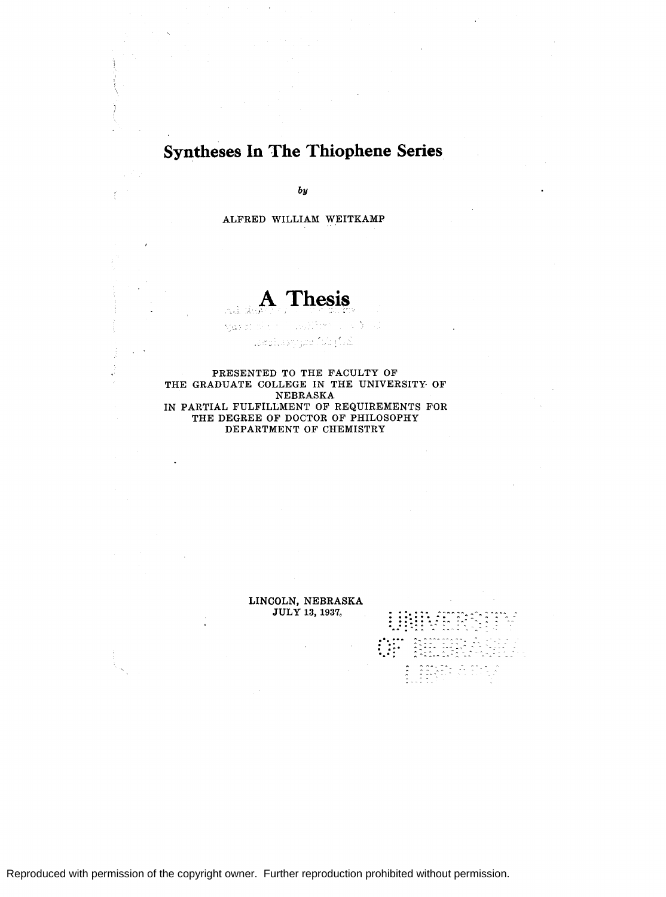# Syntheses In The Thiophene Series

*by*

ALFRED WILLIAM WEITKAMP

## A Thesis

PRESENTED TO THE FACULTY OF
THE GRADUATE COLLEGE IN THE UNIVERSITY OF
NEBRASKA
IN PARTIAL FULFILLMENT OF REQUIREMENTS FOR
THE DEGREE OF DOCTOR OF PHILOSOPHY
DEPARTMENT OF CHEMISTRY

LINCOLN, NEBRASKA
JULY 13, 1937.

UNIVERSITY
OF NEBRASKA
LIBRARY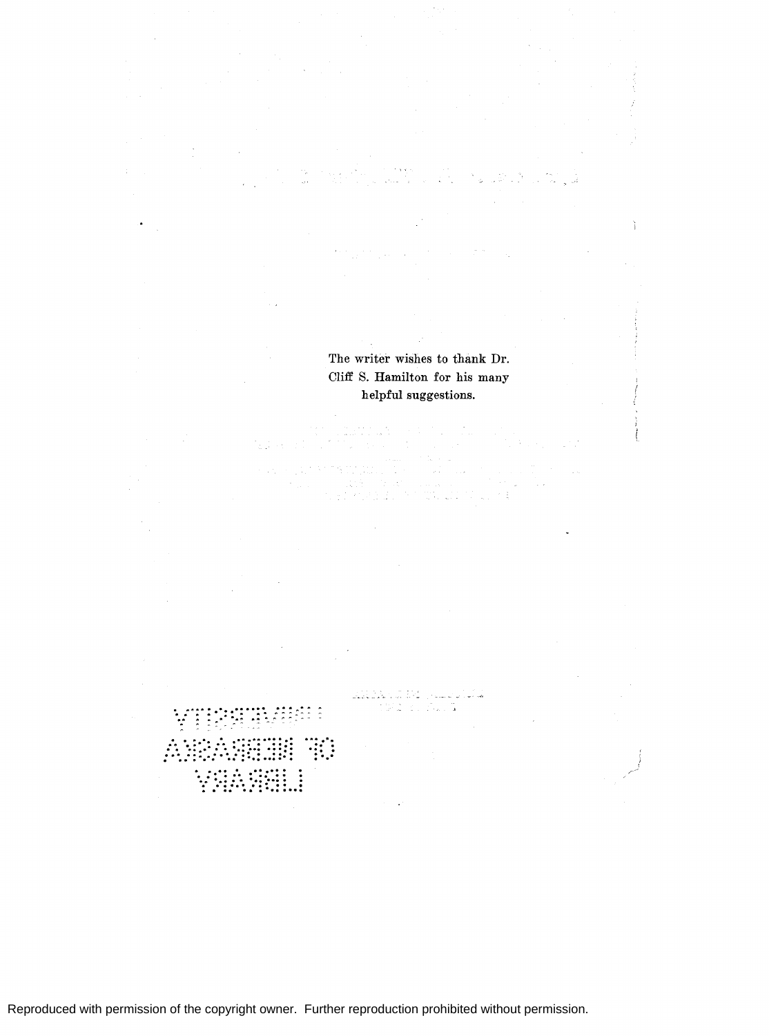The writer wishes to thank Dr. Cliff S. Hamilton for his many helpful suggestions.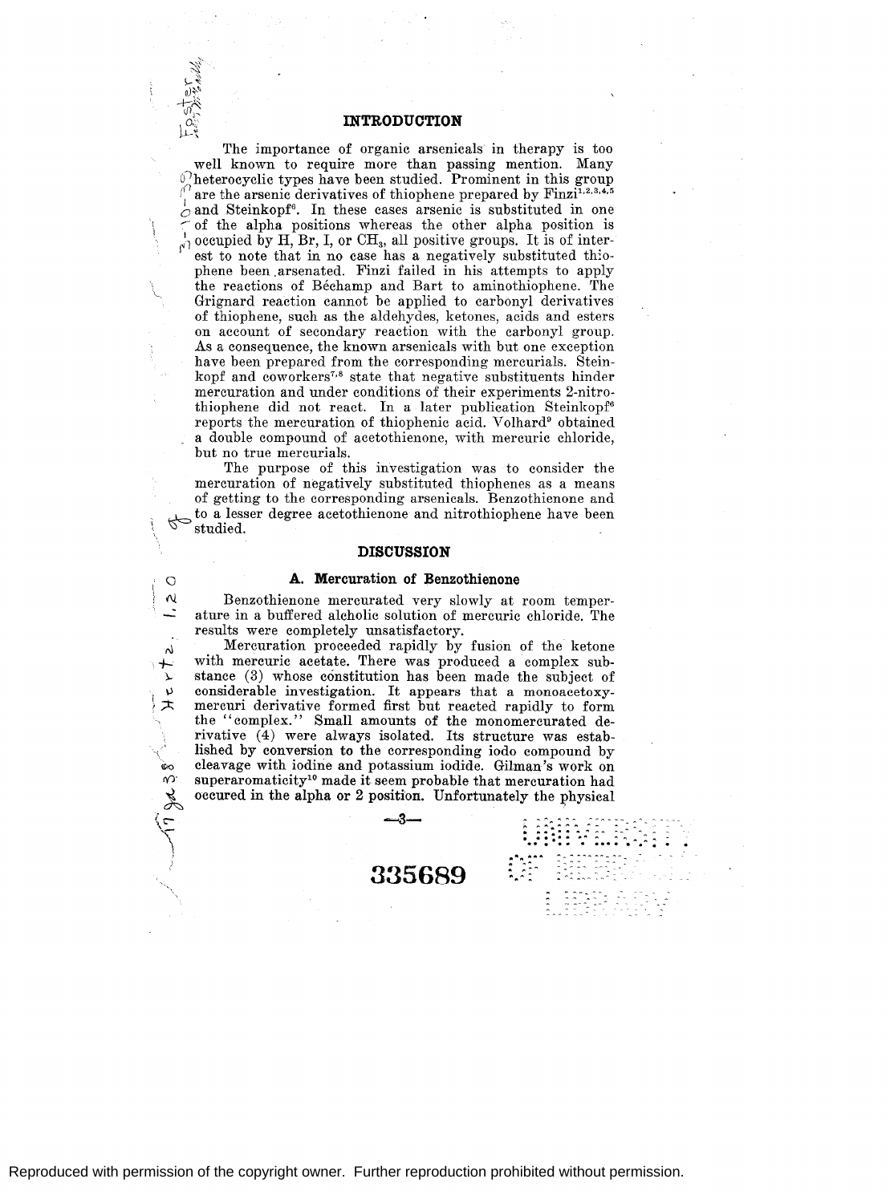## INTRODUCTION

The importance of organic arsenicals in therapy is too well known to require more than passing mention. Many heterocyclic types have been studied. Prominent in this group are the arsenic derivatives of thiophene prepared by Finzi[1,2,3,4,5] and Steinkopf[6]. In these cases arsenic is substituted in one of the alpha positions whereas the other alpha position is occupied by H, Br, I, or $CH_3$, all positive groups. It is of interest to note that in no case has a negatively substituted thiophene been arsenated. Finzi failed in his attempts to apply the reactions of Béchamp and Bart to aminothiophene. The Grignard reaction cannot be applied to carbonyl derivatives of thiophene, such as the aldehydes, ketones, acids and esters on account of secondary reaction with the carbonyl group. As a consequence, the known arsenicals with but one exception have been prepared from the corresponding mercurials. Steinkopf and coworkers[7,8] state that negative substituents hinder mercuration and under conditions of their experiments 2-nitrothiophene did not react. In a later publication Steinkopf[6] reports the mercuration of thiophenic acid. Volhard[9] obtained a double compound of acetothienone, with mercuric chloride, but no true mercurials.

The purpose of this investigation was to consider the mercuration of negatively substituted thiophenes as a means of getting to the corresponding arsenicals. Benzothienone and to a lesser degree acetothienone and nitrothiophene have been studied.

## DISCUSSION

### A. Mercuration of Benzothienone

Benzothienone mercurated very slowly at room temperature in a buffered alcholic solution of mercuric chloride. The results were completely unsatisfactory.

Mercuration proceeded rapidly by fusion of the ketone with mercuric acetate. There was produced a complex substance (3) whose constitution has been made the subject of considerable investigation. It appears that a monoacetoxymercuri derivative formed first but reacted rapidly to form the "complex." Small amounts of the monomercurated derivative (4) were always isolated. Its structure was established by conversion to the corresponding iodo compound by cleavage with iodine and potassium iodide. Gilman's work on superaromaticity[10] made it seem probable that mercuration had occured in the alpha or 2 position. Unfortunately the physical

335689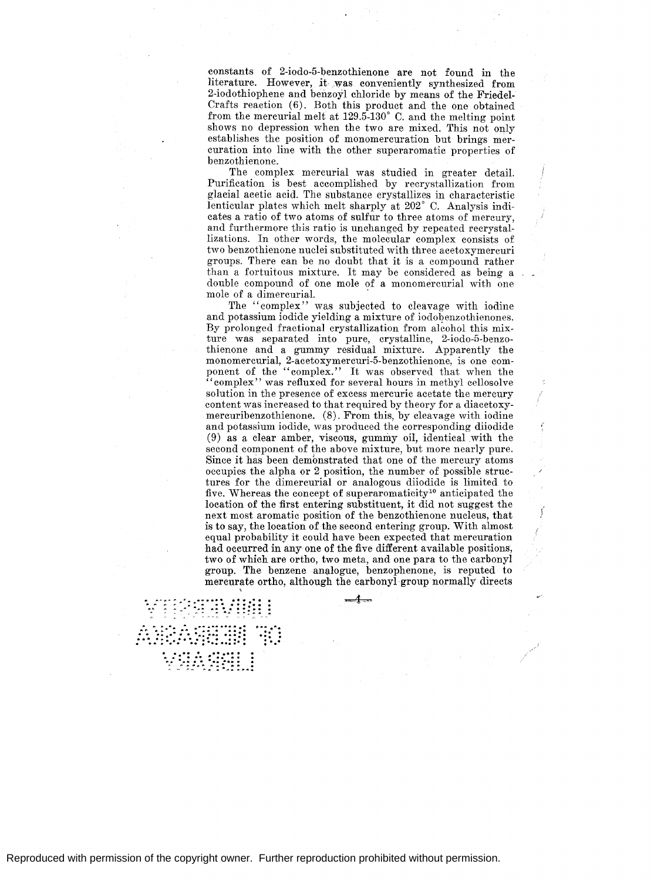constants of 2-iodo-5-benzothienone are not found in the literature. However, it was conveniently synthesized from 2-iodothiophene and benzoyl chloride by means of the Friedel-Crafts reaction (6). Both this product and the one obtained from the mercurial melt at 129.5-130° C. and the melting point shows no depression when the two are mixed. This not only establishes the position of monomercuration but brings mercuration into line with the other superaromatic properties of benzothienone.

The complex mercurial was studied in greater detail. Purification is best accomplished by recrystallization from glacial acetic acid. The substance crystallizes in characteristic lenticular plates which melt sharply at 202° C. Analysis indicates a ratio of two atoms of sulfur to three atoms of mercury, and furthermore this ratio is unchanged by repeated recrystallizations. In other words, the molecular complex consists of two benzothienone nuclei substituted with three acetoxymercuri groups. There can be no doubt that it is a compound rather than a fortuitous mixture. It may be considered as being a double compound of one mole of a monomercurial with one mole of a dimercurial.

The "complex" was subjected to cleavage with iodine and potassium iodide yielding a mixture of iodobenzothienones. By prolonged fractional crystallization from alcohol this mixture was separated into pure, crystalline, 2-iodo-5-benzothienone and a gummy residual mixture. Apparently the monomercurial, 2-acetoxymercuri-5-benzothienone, is one component of the "complex." It was observed that when the "complex" was refluxed for several hours in methyl cellosolve solution in the presence of excess mercuric acetate the mercury content was increased to that required by theory for a diacetoxymercuribenzothienone. (8). From this, by cleavage with iodine and potassium iodide, was produced the corresponding diiodide (9) as a clear amber, viscous, gummy oil, identical with the second component of the above mixture, but more nearly pure. Since it has been demonstrated that one of the mercury atoms occupies the alpha or 2 position, the number of possible structures for the dimercurial or analogous diiodide is limited to five. Whereas the concept of superaromaticity[10] anticipated the location of the first entering substituent, it did not suggest the next most aromatic position of the benzothienone nucleus, that is to say, the location of the second entering group. With almost equal probability it could have been expected that mercuration had occurred in any one of the five different available positions, two of which are ortho, two meta, and one para to the carbonyl group. The benzene analogue, benzophenone, is reputed to mercurate ortho, although the carbonyl group normally directs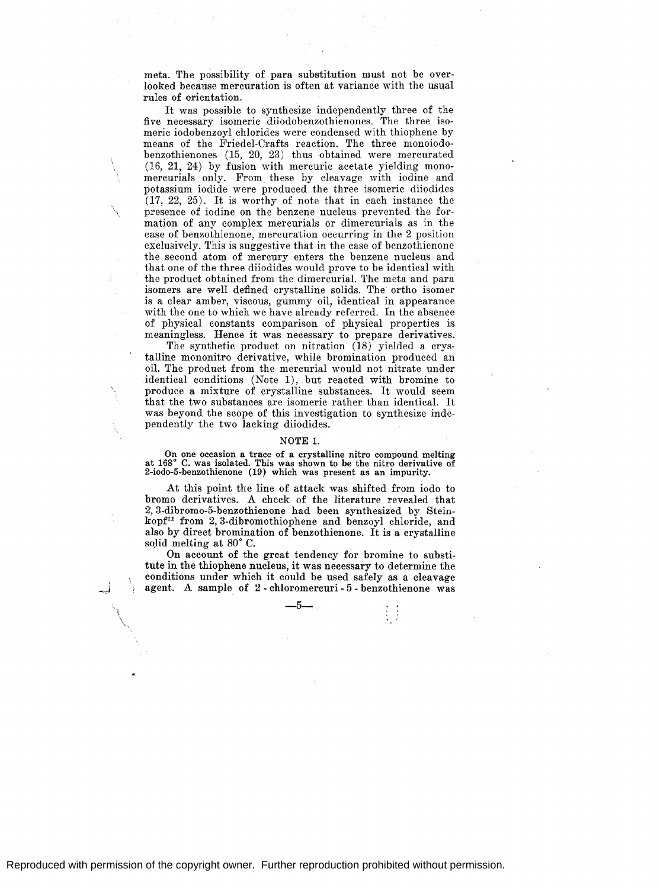meta. The possibility of para substitution must not be overlooked because mercuration is often at variance with the usual rules of orientation.

It was possible to synthesize independently three of the five necessary isomeric diiodobenzothienones. The three isomeric iodobenzoyl chlorides were condensed with thiophene by means of the Friedel-Crafts reaction. The three monoiodobenzothienones (15, 20, 23) thus obtained were mercurated (16, 21, 24) by fusion with mercuric acetate yielding monomercurials only. From these by cleavage with iodine and potassium iodide were produced the three isomeric diiodides (17, 22, 25). It is worthy of note that in each instance the presence of iodine on the benzene nucleus prevented the formation of any complex mercurials or dimercurials as in the case of benzothienone, mercuration occurring in the 2 position exclusively. This is suggestive that in the case of benzothienone the second atom of mercury enters the benzene nucleus and that one of the three diiodides would prove to be identical with the product obtained from the dimercurial. The meta and para isomers are well defined crystalline solids. The ortho isomer is a clear amber, viscous, gummy oil, identical in appearance with the one to which we have already referred. In the absence of physical constants comparison of physical properties is meaningless. Hence it was necessary to prepare derivatives.

The synthetic product on nitration (18) yielded a crystalline mononitro derivative, while bromination produced an oil. The product from the mercurial would not nitrate under identical conditions (Note 1), but reacted with bromine to produce a mixture of crystalline substances. It would seem that the two substances are isomeric rather than identical. It was beyond the scope of this investigation to synthesize independently the two lacking diiodides.

NOTE 1.

On one occasion a trace of a crystalline nitro compound melting at 168° C. was isolated. This was shown to be the nitro derivative of 2-iodo-5-benzothienone (19) which was present as an impurity.

At this point the line of attack was shifted from iodo to bromo derivatives. A check of the literature revealed that 2, 3-dibromo-5-benzothienone had been synthesized by Steinkopf[11] from 2, 3-dibromothiophene and benzoyl chloride, and also by direct bromination of benzothienone. It is a crystalline solid melting at 80° C.

On account of the great tendency for bromine to substitute in the thiophene nucleus, it was necessary to determine the conditions under which it could be used safely as a cleavage agent. A sample of 2 - chloromercuri - 5 - benzothienone was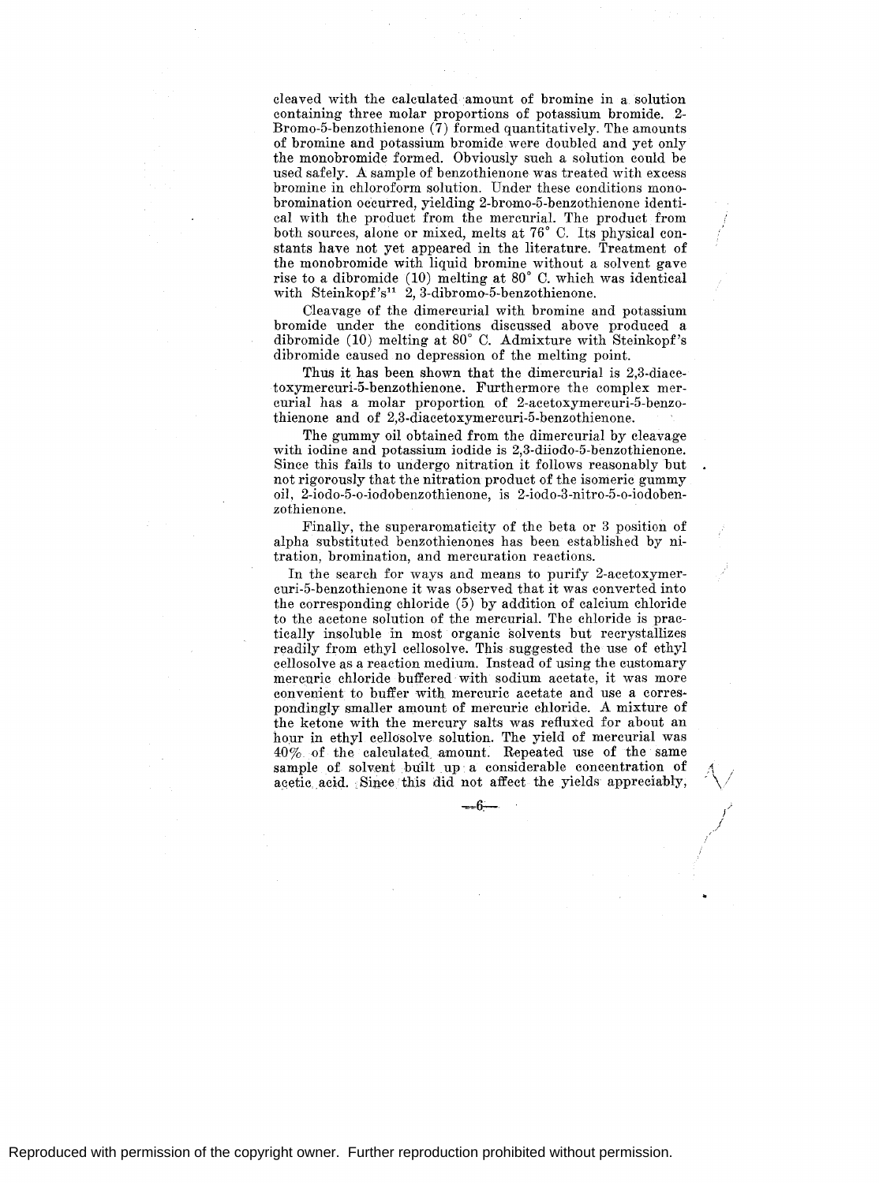cleaved with the calculated amount of bromine in a solution containing three molar proportions of potassium bromide. 2-Bromo-5-benzothienone (7) formed quantitatively. The amounts of bromine and potassium bromide were doubled and yet only the monobromide formed. Obviously such a solution could be used safely. A sample of benzothienone was treated with excess bromine in chloroform solution. Under these conditions monobromination occurred, yielding 2-bromo-5-benzothienone identical with the product from the mercurial. The product from both sources, alone or mixed, melts at 76° C. Its physical constants have not yet appeared in the literature. Treatment of the monobromide with liquid bromine without a solvent gave rise to a dibromide (10) melting at 80° C. which was identical with Steinkopf's[11] 2, 3-dibromo-5-benzothienone.

Cleavage of the dimercurial with bromine and potassium bromide under the conditions discussed above produced a dibromide (10) melting at 80° C. Admixture with Steinkopf's dibromide caused no depression of the melting point.

Thus it has been shown that the dimercurial is 2,3-diacetoxymercuri-5-benzothienone. Furthermore the complex mercurial has a molar proportion of 2-acetoxymercuri-5-benzothienone and of 2,3-diacetoxymercuri-5-benzothienone.

The gummy oil obtained from the dimercurial by cleavage with iodine and potassium iodide is 2,3-diiodo-5-benzothienone. Since this fails to undergo nitration it follows reasonably but not rigorously that the nitration product of the isomeric gummy oil, 2-iodo-5-o-iodobenzothienone, is 2-iodo-3-nitro-5-o-iodobenzothienone.

Finally, the superaromaticity of the beta or 3 position of alpha substituted benzothienones has been established by nitration, bromination, and mercuration reactions.

In the search for ways and means to purify 2-acetoxymercuri-5-benzothienone it was observed that it was converted into the corresponding chloride (5) by addition of calcium chloride to the acetone solution of the mercurial. The chloride is practically insoluble in most organic solvents but recrystallizes readily from ethyl cellosolve. This suggested the use of ethyl cellosolve as a reaction medium. Instead of using the customary mercuric chloride buffered with sodium acetate, it was more convenient to buffer with mercuric acetate and use a correspondingly smaller amount of mercuric chloride. A mixture of the ketone with the mercury salts was refluxed for about an hour in ethyl cellosolve solution. The yield of mercurial was 40% of the calculated amount. Repeated use of the same sample of solvent built up a considerable concentration of acetic acid. Since this did not affect the yields appreciably,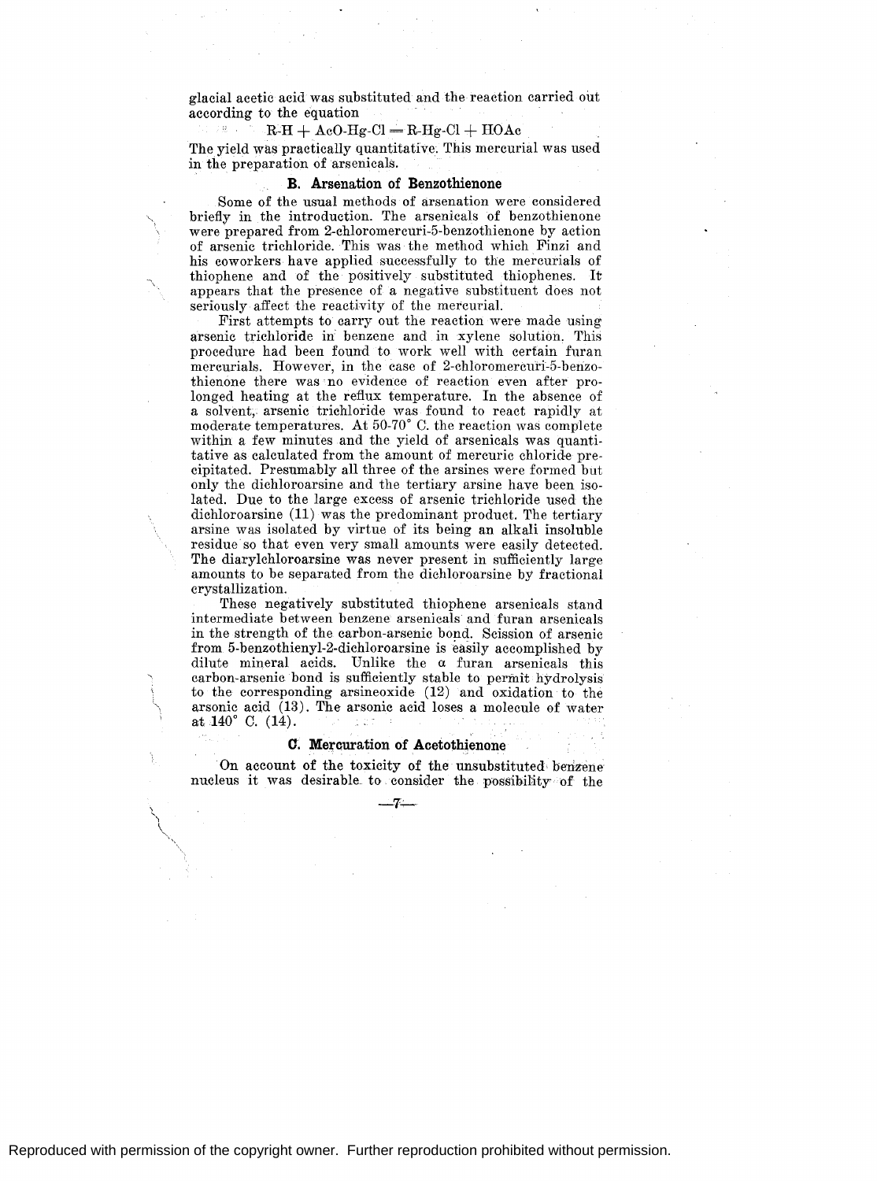glacial acetic acid was substituted and the reaction carried out according to the equation

$$R\text{-}H + AcO\text{-}Hg\text{-}Cl = R\text{-}Hg\text{-}Cl + HOAc$$

The yield was practically quantitative. This mercurial was used in the preparation of arsenicals.

### B. Arsenation of Benzothienone

Some of the usual methods of arsenation were considered briefly in the introduction. The arsenicals of benzothienone were prepared from 2-chloromercuri-5-benzothienone by action of arsenic trichloride. This was the method which Finzi and his coworkers have applied successfully to the mercurials of thiophene and of the positively substituted thiophenes. It appears that the presence of a negative substituent does not seriously affect the reactivity of the mercurial.

First attempts to carry out the reaction were made using arsenic trichloride in benzene and in xylene solution. This procedure had been found to work well with certain furan mercurials. However, in the case of 2-chloromercuri-5-benzothienone there was no evidence of reaction even after prolonged heating at the reflux temperature. In the absence of a solvent, arsenic trichloride was found to react rapidly at moderate temperatures. At 50-70° C. the reaction was complete within a few minutes and the yield of arsenicals was quantitative as calculated from the amount of mercuric chloride precipitated. Presumably all three of the arsines were formed but only the dichloroarsine and the tertiary arsine have been isolated. Due to the large excess of arsenic trichloride used the dichloroarsine (11) was the predominant product. The tertiary arsine was isolated by virtue of its being an alkali insoluble residue so that even very small amounts were easily detected. The diarylchloroarsine was never present in sufficiently large amounts to be separated from the dichloroarsine by fractional crystallization.

These negatively substituted thiophene arsenicals stand intermediate between benzene arsenicals and furan arsenicals in the strength of the carbon-arsenic bond. Scission of arsenic from 5-benzothienyl-2-dichloroarsine is easily accomplished by dilute mineral acids. Unlike the α furan arsenicals this carbon-arsenic bond is sufficiently stable to permit hydrolysis to the corresponding arsineoxide (12) and oxidation to the arsonic acid (13). The arsonic acid loses a molecule of water at 140° C. (14).

### C. Mercuration of Acetothienone

On account of the toxicity of the unsubstituted benzene nucleus it was desirable to consider the possibility of the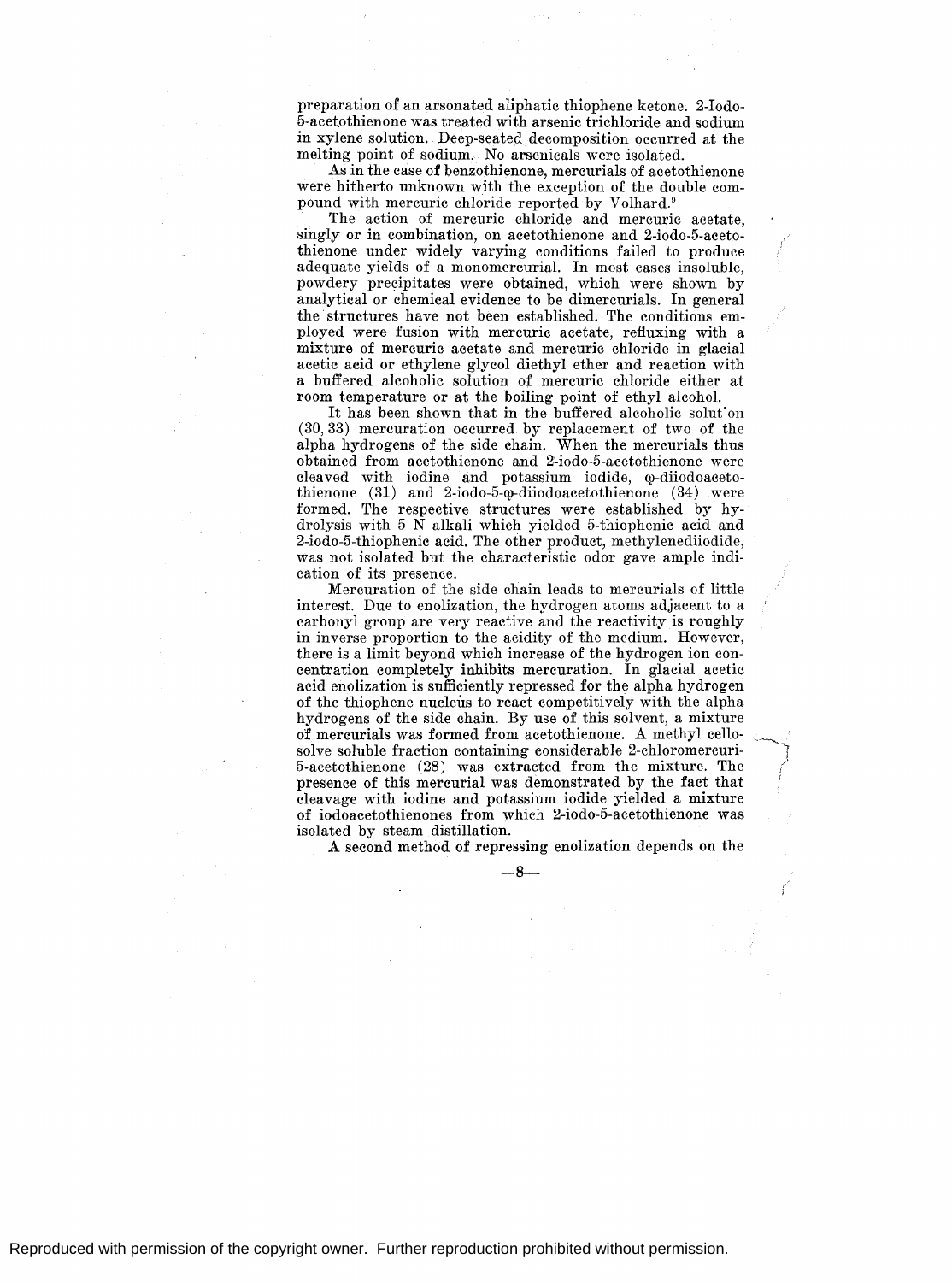preparation of an arsonated aliphatic thiophene ketone. 2-Iodo-5-acetothienone was treated with arsenic trichloride and sodium in xylene solution. Deep-seated decomposition occurred at the melting point of sodium. No arsenicals were isolated.

As in the case of benzothienone, mercurials of acetothienone were hitherto unknown with the exception of the double compound with mercuric chloride reported by Volhard.[9]

The action of mercuric chloride and mercuric acetate, singly or in combination, on acetothienone and 2-iodo-5-acetothienone under widely varying conditions failed to produce adequate yields of a monomercurial. In most cases insoluble, powdery precipitates were obtained, which were shown by analytical or chemical evidence to be dimercurials. In general the structures have not been established. The conditions employed were fusion with mercuric acetate, refluxing with a mixture of mercuric acetate and mercuric chloride in glacial acetic acid or ethylene glycol diethyl ether and reaction with a buffered alcoholic solution of mercuric chloride either at room temperature or at the boiling point of ethyl alcohol.

It has been shown that in the buffered alcoholic solution (30, 33) mercuration occurred by replacement of two of the alpha hydrogens of the side chain. When the mercurials thus obtained from acetothienone and 2-iodo-5-acetothienone were cleaved with iodine and potassium iodide, ω-diiodoacetothienone (31) and 2-iodo-5-ω-diiodoacetothienone (34) were formed. The respective structures were established by hydrolysis with 5 N alkali which yielded 5-thiophenic acid and 2-iodo-5-thiophenic acid. The other product, methylenediiodide, was not isolated but the characteristic odor gave ample indication of its presence.

Mercuration of the side chain leads to mercurials of little interest. Due to enolization, the hydrogen atoms adjacent to a carbonyl group are very reactive and the reactivity is roughly in inverse proportion to the acidity of the medium. However, there is a limit beyond which increase of the hydrogen ion concentration completely inhibits mercuration. In glacial acetic acid enolization is sufficiently repressed for the alpha hydrogen of the thiophene nucleus to react competitively with the alpha hydrogens of the side chain. By use of this solvent, a mixture of mercurials was formed from acetothienone. A methyl cellosolve soluble fraction containing considerable 2-chloromercuri-5-acetothienone (28) was extracted from the mixture. The presence of this mercurial was demonstrated by the fact that cleavage with iodine and potassium iodide yielded a mixture of iodoacetothienones from which 2-iodo-5-acetothienone was isolated by steam distillation.

A second method of repressing enolization depends on the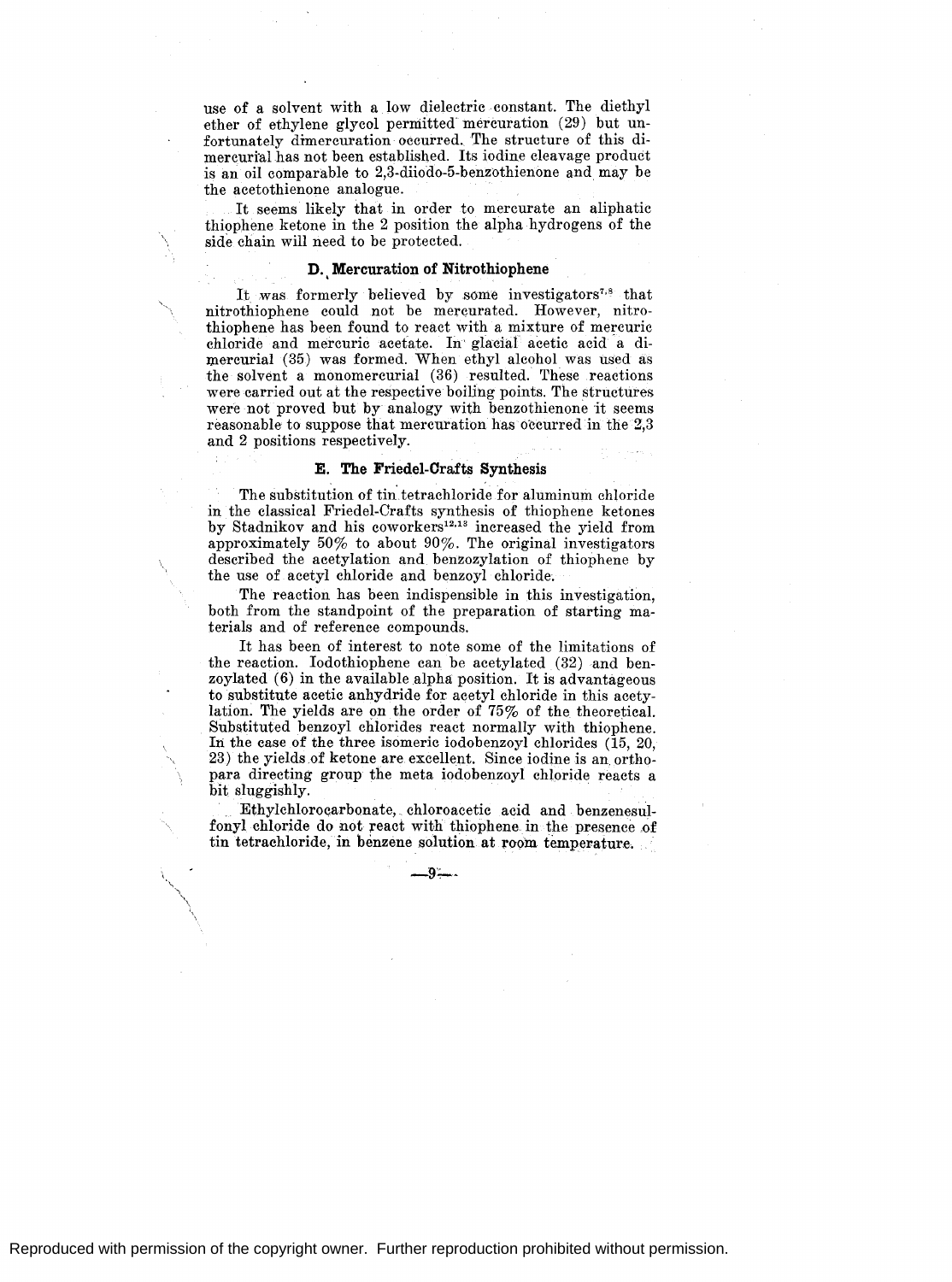use of a solvent with a low dielectric constant. The diethyl ether of ethylene glycol permitted mercuration (29) but unfortunately dimercuration occurred. The structure of this dimercurial has not been established. Its iodine cleavage product is an oil comparable to 2,3-diiodo-5-benzothienone and may be the acetothienone analogue.

It seems likely that in order to mercurate an aliphatic thiophene ketone in the 2 position the alpha hydrogens of the side chain will need to be protected.

### D. Mercuration of Nitrothiophene

It was formerly believed by some investigators[7,8] that nitrothiophene could not be mercurated. However, nitrothiophene has been found to react with a mixture of mercuric chloride and mercuric acetate. In glacial acetic acid a dimercurial (35) was formed. When ethyl alcohol was used as the solvent a monomercurial (36) resulted. These reactions were carried out at the respective boiling points. The structures were not proved but by analogy with benzothienone it seems reasonable to suppose that mercuration has occurred in the 2,3 and 2 positions respectively.

### E. The Friedel-Crafts Synthesis

The substitution of tin tetrachloride for aluminum chloride in the classical Friedel-Crafts synthesis of thiophene ketones by Stadnikov and his coworkers[12,13] increased the yield from approximately 50% to about 90%. The original investigators described the acetylation and benzozylation of thiophene by the use of acetyl chloride and benzoyl chloride.

The reaction has been indispensible in this investigation, both from the standpoint of the preparation of starting materials and of reference compounds.

It has been of interest to note some of the limitations of the reaction. Iodothiophene can be acetylated (32) and benzoylated (6) in the available alpha position. It is advantageous to substitute acetic anhydride for acetyl chloride in this acetylation. The yields are on the order of 75% of the theoretical. Substituted benzoyl chlorides react normally with thiophene. In the case of the three isomeric iodobenzoyl chlorides (15, 20, 23) the yields of ketone are excellent. Since iodine is an ortho-para directing group the meta iodobenzoyl chloride reacts a bit sluggishly.

Ethylchlorocarbonate, chloroacetic acid and benzenesulfonyl chloride do not react with thiophene in the presence of tin tetrachloride, in benzene solution at room temperature.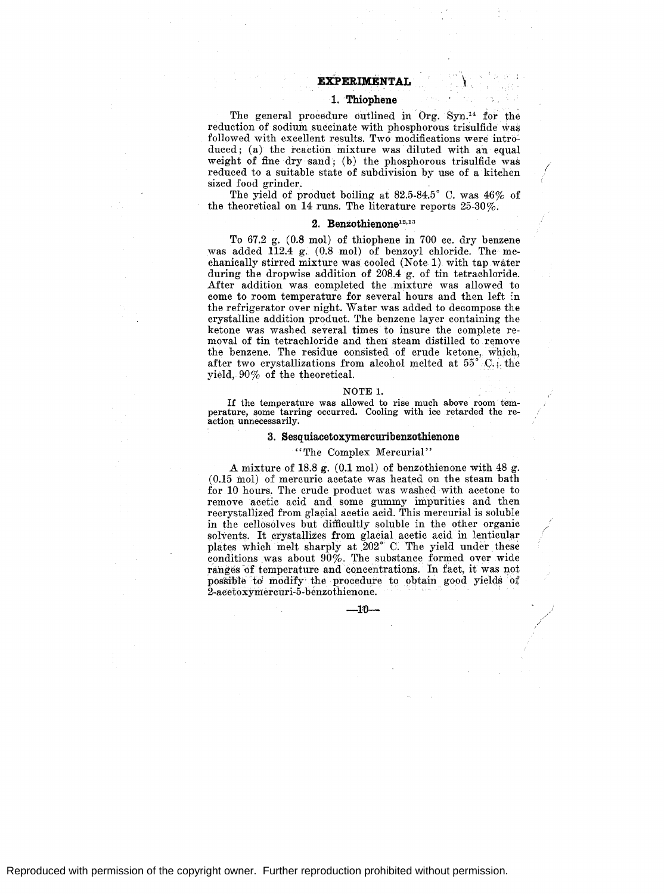## EXPERIMENTAL

### 1. Thiophene

The general procedure outlined in Org. Syn.[14] for the reduction of sodium succinate with phosphorous trisulfide was followed with excellent results. Two modifications were introduced; (a) the reaction mixture was diluted with an equal weight of fine dry sand; (b) the phosphorous trisulfide was reduced to a suitable state of subdivision by use of a kitchen sized food grinder.

The yield of product boiling at 82.5-84.5° C. was 46% of the theoretical on 14 runs. The literature reports 25-30%.

### 2. Benzothienone[12,13]

To 67.2 g. (0.8 mol) of thiophene in 700 cc. dry benzene was added 112.4 g. (0.8 mol) of benzoyl chloride. The mechanically stirred mixture was cooled (Note 1) with tap water during the dropwise addition of 208.4 g. of tin tetrachloride. After addition was completed the mixture was allowed to come to room temperature for several hours and then left in the refrigerator over night. Water was added to decompose the crystalline addition product. The benzene layer containing the ketone was washed several times to insure the complete removal of tin tetrachloride and then steam distilled to remove the benzene. The residue consisted of crude ketone, which, after two crystallizations from alcohol melted at 55° C.; the yield, 90% of the theoretical.

NOTE 1.

If the temperature was allowed to rise much above room temperature, some tarring occurred. Cooling with ice retarded the reaction unnecessarily.

### 3. Sesquiacetoxymercuribenzothienone

"The Complex Mercurial"

A mixture of 18.8 g. (0.1 mol) of benzothienone with 48 g. (0.15 mol) of mercuric acetate was heated on the steam bath for 10 hours. The crude product was washed with acetone to remove acetic acid and some gummy impurities and then recrystallized from glacial acetic acid. This mercurial is soluble in the cellosolves but difficultly soluble in the other organic solvents. It crystallizes from glacial acetic acid in lenticular plates which melt sharply at 202° C. The yield under these conditions was about 90%. The substance formed over wide ranges of temperature and concentrations. In fact, it was not possible to modify the procedure to obtain good yields of 2-acetoxymercuri-5-benzothienone.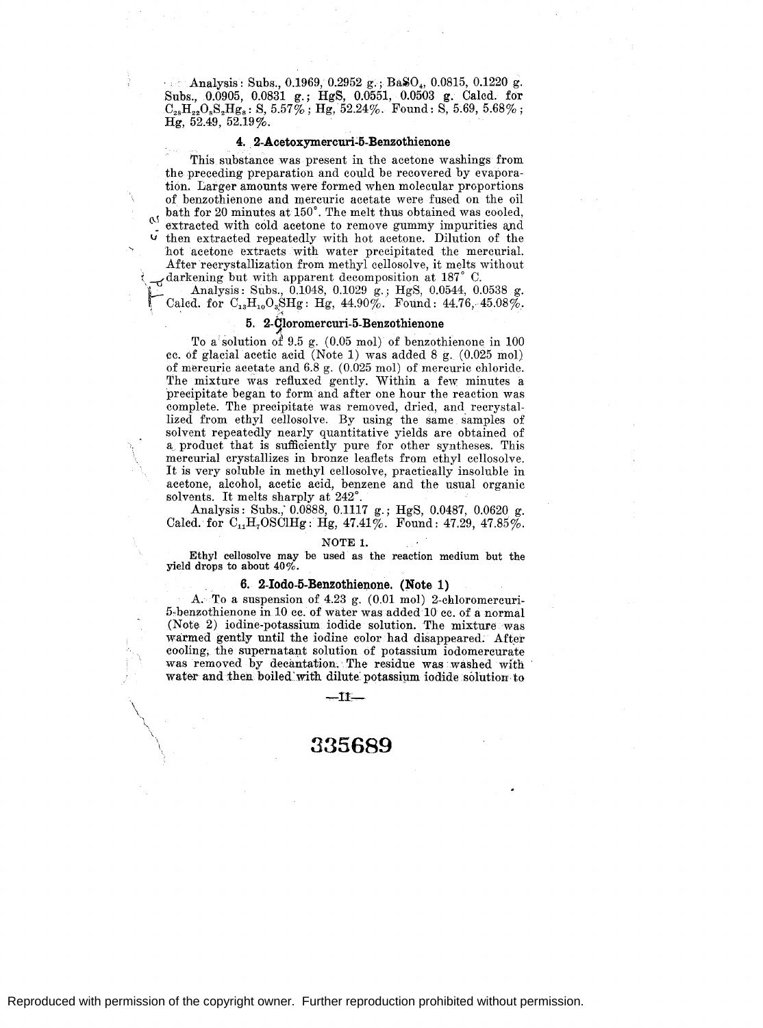Analysis: Subs., 0.1969, 0.2952 g.; $BaSO_4$, 0.0815, 0.1220 g. Subs., 0.0905, 0.0831 g.; HgS, 0.0551, 0.0503 g. Calcd. for $C_{28}H_{22}O_8S_2Hg_3$: S, 5.57%; Hg, 52.24%. Found: S, 5.69, 5.68%; Hg, 52.49, 52.19%.

#### 4. 2-Acetoxymercuri-5-Benzothienone

This substance was present in the acetone washings from the preceding preparation and could be recovered by evaporation. Larger amounts were formed when molecular proportions of benzothienone and mercuric acetate were fused on the oil bath for 20 minutes at 150°. The melt thus obtained was cooled, extracted with cold acetone to remove gummy impurities and then extracted repeatedly with hot acetone. Dilution of the hot acetone extracts with water precipitated the mercurial. After recrystallization from methyl cellosolve, it melts without darkening but with apparent decomposition at 187° C.

Analysis: Subs., 0.1048, 0.1029 g.; HgS, 0.0544, 0.0538 g. Calcd. for $C_{13}H_{10}O_3SHg$: Hg, 44.90%. Found: 44.76, 45.08%.

#### 5. 2-Cloromercuri-5-Benzothienone

To a solution of 9.5 g. (0.05 mol) of benzothienone in 100 cc. of glacial acetic acid (Note 1) was added 8 g. (0.025 mol) of mercuric acetate and 6.8 g. (0.025 mol) of mercuric chloride. The mixture was refluxed gently. Within a few minutes a precipitate began to form and after one hour the reaction was complete. The precipitate was removed, dried, and recrystallized from ethyl cellosolve. By using the same samples of solvent repeatedly nearly quantitative yields are obtained of a product that is sufficiently pure for other syntheses. This mercurial crystallizes in bronze leaflets from ethyl cellosolve. It is very soluble in methyl cellosolve, practically insoluble in acetone, alcohol, acetic acid, benzene and the usual organic solvents. It melts sharply at 242°.

Analysis: Subs., 0.0888, 0.1117 g.; HgS, 0.0487, 0.0620 g. Calcd. for $C_{11}H_7OSClHg$: Hg, 47.41%. Found: 47.29, 47.85%.

NOTE 1.

Ethyl cellosolve may be used as the reaction medium but the yield drops to about 40%.

#### 6. 2-Iodo-5-Benzothienone. (Note 1)

A. To a suspension of 4.23 g. (0.01 mol) 2-chloromercuri-5-benzothienone in 10 cc. of water was added 10 cc. of a normal (Note 2) iodine-potassium iodide solution. The mixture was warmed gently until the iodine color had disappeared. After cooling, the supernatant solution of potassium iodomercurate was removed by decantation. The residue was washed with water and then boiled with dilute potassium iodide solution to

335689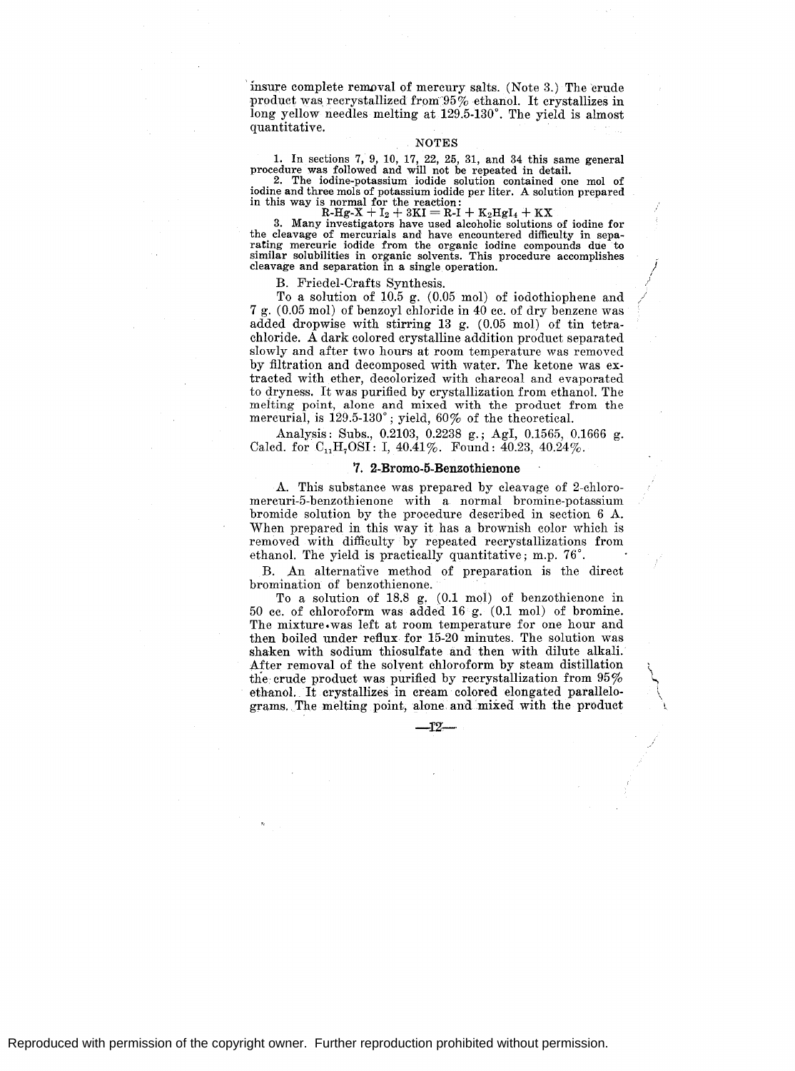insure complete removal of mercury salts. (Note 3.) The crude product was recrystallized from 95% ethanol. It crystallizes in long yellow needles melting at 129.5-130°. The yield is almost quantitative.

NOTES

1. In sections 7, 9, 10, 17, 22, 25, 31, and 34 this same general procedure was followed and will not be repeated in detail.

2. The iodine-potassium iodide solution contained one mol of iodine and three mols of potassium iodide per liter. A solution prepared in this way is normal for the reaction:

$$R\text{-}Hg\text{-}X + I_2 + 3KI = R\text{-}I + K_2HgI_4 + KX$$

3. Many investigators have used alcoholic solutions of iodine for the cleavage of mercurials and have encountered difficulty in separating mercuric iodide from the organic iodine compounds due to similar solubilities in organic solvents. This procedure accomplishes cleavage and separation in a single operation.

B. Friedel-Crafts Synthesis.

To a solution of 10.5 g. (0.05 mol) of iodothiophene and 7 g. (0.05 mol) of benzoyl chloride in 40 cc. of dry benzene was added dropwise with stirring 13 g. (0.05 mol) of tin tetrachloride. A dark colored crystalline addition product separated slowly and after two hours at room temperature was removed by filtration and decomposed with water. The ketone was extracted with ether, decolorized with charcoal and evaporated to dryness. It was purified by crystallization from ethanol. The melting point, alone and mixed with the product from the mercurial, is 129.5-130°; yield, 60% of the theoretical.

Analysis: Subs., 0.2103, 0.2238 g.; AgI, 0.1565, 0.1666 g. Calcd. for $C_{11}H_7OSI$: I, 40.41%. Found: 40.23, 40.24%.

### 7. 2-Bromo-5-Benzothienone

A. This substance was prepared by cleavage of 2-chloromercuri-5-benzothienone with a normal bromine-potassium bromide solution by the procedure described in section 6 A. When prepared in this way it has a brownish color which is removed with difficulty by repeated recrystallizations from ethanol. The yield is practically quantitative; m.p. 76°.

B. An alternative method of preparation is the direct bromination of benzothienone.

To a solution of 18.8 g. (0.1 mol) of benzothienone in 50 cc. of chloroform was added 16 g. (0.1 mol) of bromine. The mixture was left at room temperature for one hour and then boiled under reflux for 15-20 minutes. The solution was shaken with sodium thiosulfate and then with dilute alkali. After removal of the solvent chloroform by steam distillation the crude product was purified by recrystallization from 95% ethanol. It crystallizes in cream colored elongated parallelograms. The melting point, alone and mixed with the product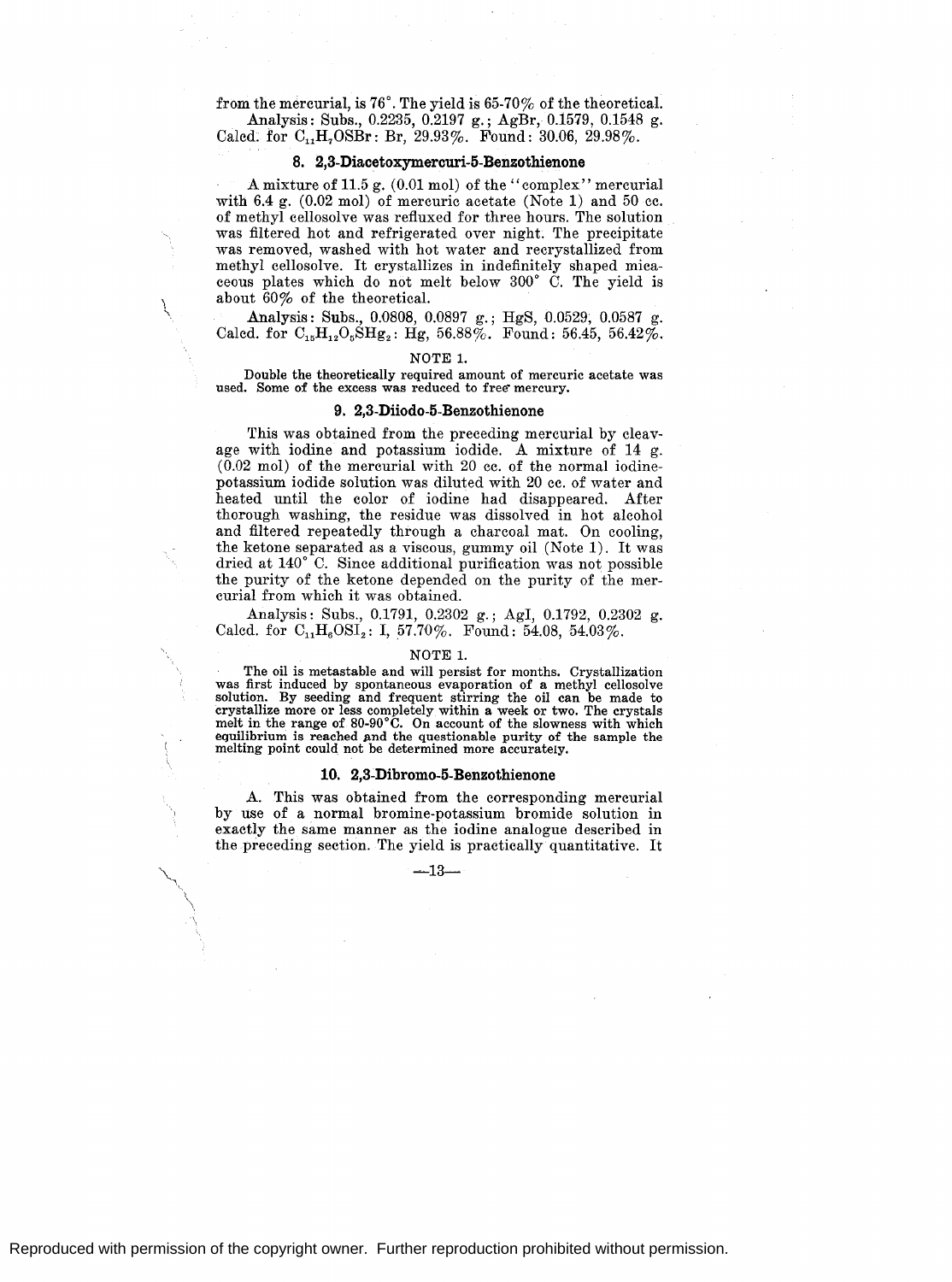from the mercurial, is 76°. The yield is 65-70% of the theoretical.

Analysis: Subs., 0.2235, 0.2197 g.; AgBr, 0.1579, 0.1548 g. Calcd. for $C_{11}H_7OSBr$: Br, 29.93%. Found: 30.06, 29.98%.

### 8. 2,3-Diacetoxymercuri-5-Benzothienone

A mixture of 11.5 g. (0.01 mol) of the "complex" mercurial with 6.4 g. (0.02 mol) of mercuric acetate (Note 1) and 50 cc. of methyl cellosolve was refluxed for three hours. The solution was filtered hot and refrigerated over night. The precipitate was removed, washed with hot water and recrystallized from methyl cellosolve. It crystallizes in indefinitely shaped micaceous plates which do not melt below 300° C. The yield is about 60% of the theoretical.

Analysis: Subs., 0.0808, 0.0897 g.; HgS, 0.0529, 0.0587 g. Calcd. for $C_{15}H_{12}O_5SHg_2$: Hg, 56.88%. Found: 56.45, 56.42%.

NOTE 1.

Double the theoretically required amount of mercuric acetate was used. Some of the excess was reduced to free mercury.

### 9. 2,3-Diiodo-5-Benzothienone

This was obtained from the preceding mercurial by cleavage with iodine and potassium iodide. A mixture of 14 g. (0.02 mol) of the mercurial with 20 cc. of the normal iodine-potassium iodide solution was diluted with 20 cc. of water and heated until the color of iodine had disappeared. After thorough washing, the residue was dissolved in hot alcohol and filtered repeatedly through a charcoal mat. On cooling, the ketone separated as a viscous, gummy oil (Note 1). It was dried at 140° C. Since additional purification was not possible the purity of the ketone depended on the purity of the mercurial from which it was obtained.

Analysis: Subs., 0.1791, 0.2302 g.; AgI, 0.1792, 0.2302 g. Calcd. for $C_{11}H_6OSI_2$: I, 57.70%. Found: 54.08, 54.03%.

NOTE 1.

The oil is metastable and will persist for months. Crystallization was first induced by spontaneous evaporation of a methyl cellosolve solution. By seeding and frequent stirring the oil can be made to crystallize more or less completely within a week or two. The crystals melt in the range of 80-90°C. On account of the slowness with which equilibrium is reached and the questionable purity of the sample the melting point could not be determined more accurately.

### 10. 2,3-Dibromo-5-Benzothienone

A. This was obtained from the corresponding mercurial by use of a normal bromine-potassium bromide solution in exactly the same manner as the iodine analogue described in the preceding section. The yield is practically quantitative. It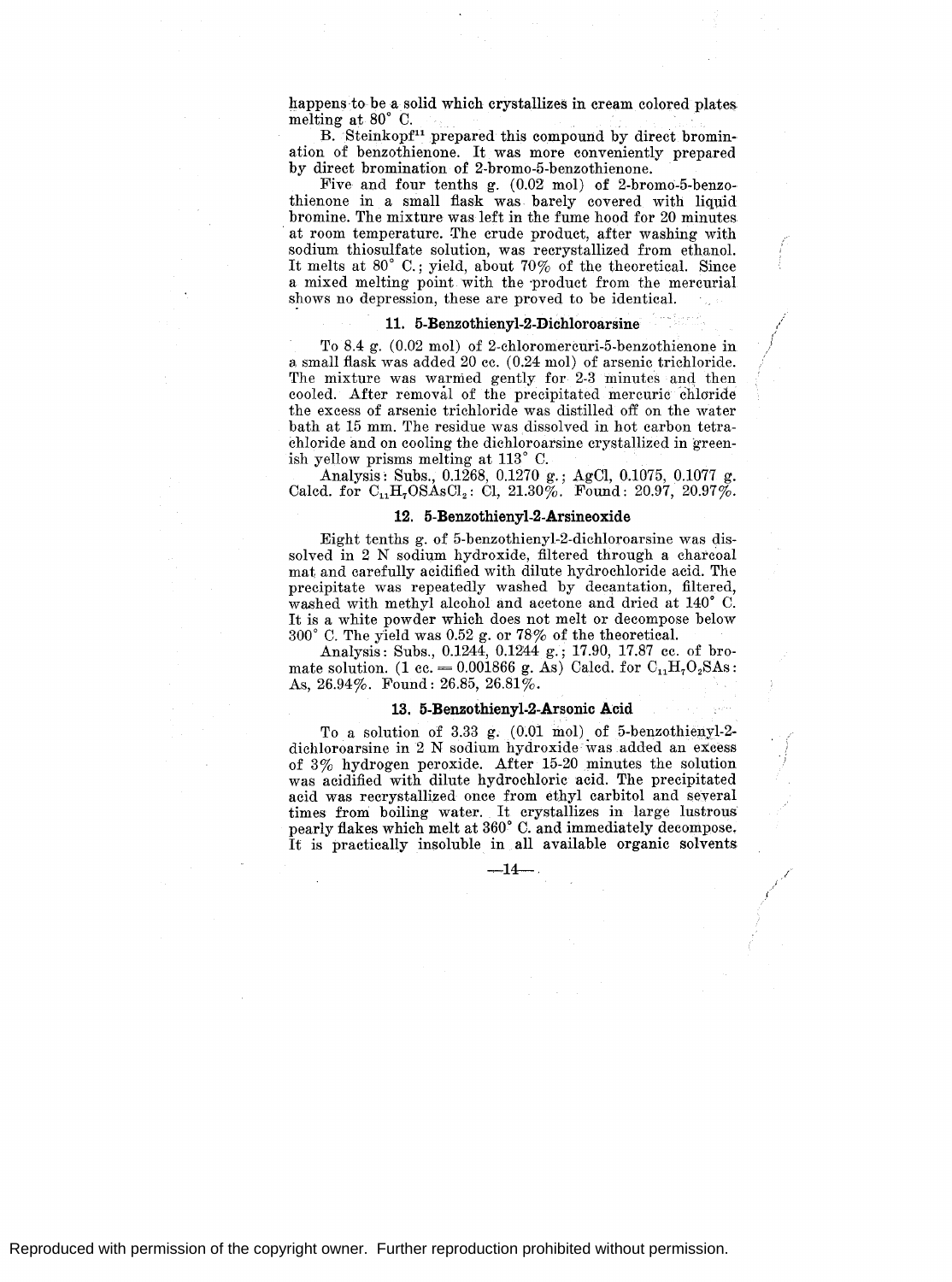happens to be a solid which crystallizes in cream colored plates melting at 80° C.

B. Steinkopf[11] prepared this compound by direct bromination of benzothienone. It was more conveniently prepared by direct bromination of 2-bromo-5-benzothienone.

Five and four tenths g. (0.02 mol) of 2-bromo-5-benzothienone in a small flask was barely covered with liquid bromine. The mixture was left in the fume hood for 20 minutes at room temperature. The crude product, after washing with sodium thiosulfate solution, was recrystallized from ethanol. It melts at 80° C.; yield, about 70% of the theoretical. Since a mixed melting point with the product from the mercurial shows no depression, these are proved to be identical.

### 11. 5-Benzothienyl-2-Dichloroarsine

To 8.4 g. (0.02 mol) of 2-chloromercuri-5-benzothienone in a small flask was added 20 cc. (0.24 mol) of arsenic trichloride. The mixture was warmed gently for 2-3 minutes and then cooled. After removal of the precipitated mercuric chloride the excess of arsenic trichloride was distilled off on the water bath at 15 mm. The residue was dissolved in hot carbon tetrachloride and on cooling the dichloroarsine crystallized in greenish yellow prisms melting at 113° C.

Analysis: Subs., 0.1268, 0.1270 g.; AgCl, 0.1075, 0.1077 g. Calcd. for $C_{11}H_7OSAsCl_2$: Cl, 21.30%. Found: 20.97, 20.97%.

### 12. 5-Benzothienyl-2-Arsineoxide

Eight tenths g. of 5-benzothienyl-2-dichloroarsine was dissolved in 2 N sodium hydroxide, filtered through a charcoal mat and carefully acidified with dilute hydrochloride acid. The precipitate was repeatedly washed by decantation, filtered, washed with methyl alcohol and acetone and dried at 140° C. It is a white powder which does not melt or decompose below 300° C. The yield was 0.52 g. or 78% of the theoretical.

Analysis: Subs., 0.1244, 0.1244 g.; 17.90, 17.87 cc. of bromate solution. (1 cc. = 0.001866 g. As) Calcd. for $C_{11}H_7O_2SAs$: As, 26.94%. Found: 26.85, 26.81%.

### 13. 5-Benzothienyl-2-Arsonic Acid

To a solution of 3.33 g. (0.01 mol) of 5-benzothienyl-2-dichloroarsine in 2 N sodium hydroxide was added an excess of 3% hydrogen peroxide. After 15-20 minutes the solution was acidified with dilute hydrochloric acid. The precipitated acid was recrystallized once from ethyl carbitol and several times from boiling water. It crystallizes in large lustrous pearly flakes which melt at 360° C. and immediately decompose. It is practically insoluble in all available organic solvents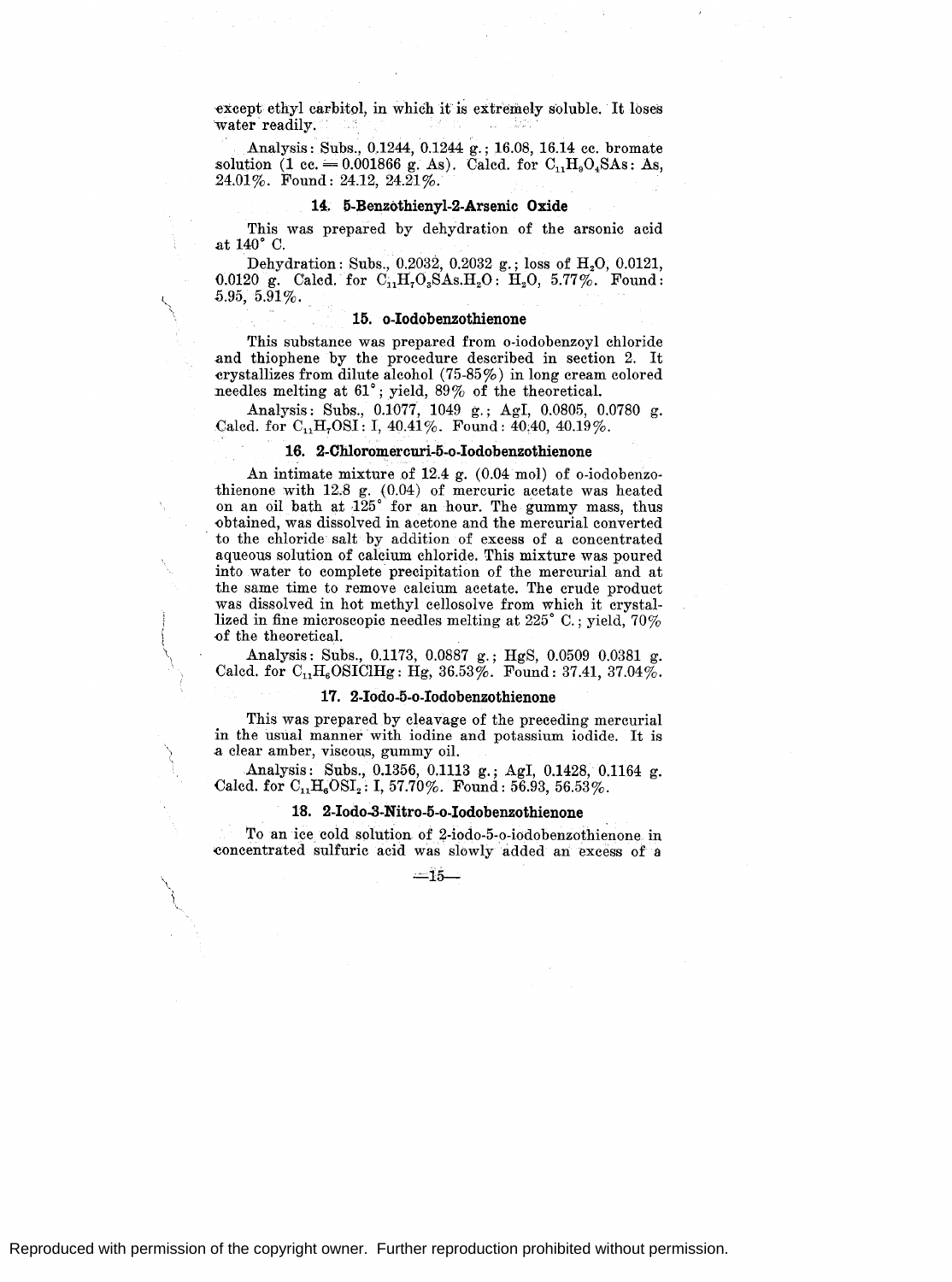except ethyl carbitol, in which it is extremely soluble. It loses water readily.

Analysis: Subs., 0.1244, 0.1244 g.; 16.08, 16.14 cc. bromate solution (1 cc. = 0.001866 g. As). Calcd. for $C_{11}H_9O_4SAs$: As, 24.01%. Found: 24.12, 24.21%.

### 14. 5-Benzothienyl-2-Arsenic Oxide

This was prepared by dehydration of the arsonic acid at 140° C.

Dehydration: Subs., 0.2032, 0.2032 g.; loss of $H_2O$, 0.0121, 0.0120 g. Calcd. for $C_{11}H_7O_3SAs.H_2O$: $H_2O$, 5.77%. Found: 5.95, 5.91%.

### 15. o-Iodobenzothienone

This substance was prepared from o-iodobenzoyl chloride and thiophene by the procedure described in section 2. It crystallizes from dilute alcohol (75-85%) in long cream colored needles melting at 61°; yield, 89% of the theoretical.

Analysis: Subs., 0.1077, 1049 g.; AgI, 0.0805, 0.0780 g. Calcd. for $C_{11}H_7OSI$: I, 40.41%. Found: 40.40, 40.19%.

### 16. 2-Chloromercuri-5-o-Iodobenzothienone

An intimate mixture of 12.4 g. (0.04 mol) of o-iodobenzothienone with 12.8 g. (0.04) of mercuric acetate was heated on an oil bath at 125° for an hour. The gummy mass, thus obtained, was dissolved in acetone and the mercurial converted to the chloride salt by addition of excess of a concentrated aqueous solution of calcium chloride. This mixture was poured into water to complete precipitation of the mercurial and at the same time to remove calcium acetate. The crude product was dissolved in hot methyl cellosolve from which it crystallized in fine microscopic needles melting at 225° C.; yield, 70% of the theoretical.

Analysis: Subs., 0.1173, 0.0887 g.; HgS, 0.0509 0.0381 g. Calcd. for $C_{11}H_6OSIClHg$: Hg, 36.53%. Found: 37.41, 37.04%.

### 17. 2-Iodo-5-o-Iodobenzothienone

This was prepared by cleavage of the preceding mercurial in the usual manner with iodine and potassium iodide. It is a clear amber, viscous, gummy oil.

Analysis: Subs., 0.1356, 0.1113 g.; AgI, 0.1428, 0.1164 g. Calcd. for $C_{11}H_6OSI_2$: I, 57.70%. Found: 56.93, 56.53%.

### 18. 2-Iodo-3-Nitro-5-o-Iodobenzothienone

To an ice cold solution of 2-iodo-5-o-iodobenzothienone in concentrated sulfuric acid was slowly added an excess of a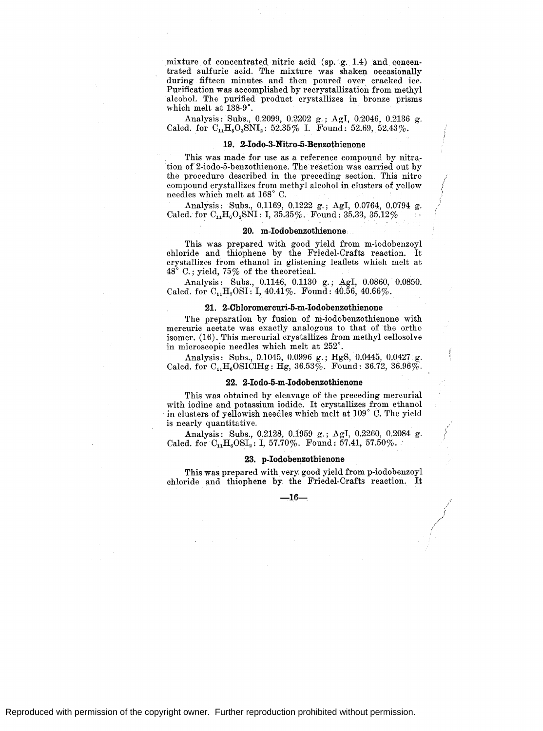mixture of concentrated nitric acid (sp. g. 1.4) and concentrated sulfuric acid. The mixture was shaken occasionally during fifteen minutes and then poured over cracked ice. Purification was accomplished by recrystallization from methyl alcohol. The purified product crystallizes in bronze prisms which melt at 138-9°.

Analysis: Subs., 0.2099, 0.2202 g.; AgI, 0.2046, 0.2136 g. Calcd. for $C_{11}H_5O_3SNI_2$: 52.35% I. Found: 52.69, 52.43%.

### 19. 2-Iodo-3-Nitro-5-Benzothienone

This was made for use as a reference compound by nitration of 2-iodo-5-benzothienone. The reaction was carried out by the procedure described in the preceding section. This nitro compound crystallizes from methyl alcohol in clusters of yellow needles which melt at 168° C.

Analysis: Subs., 0.1169, 0.1222 g.; AgI, 0.0764, 0.0794 g. Calcd. for $C_{11}H_6O_3SNI$: I, 35.35%. Found: 35.33, 35.12%

### 20. m-Iodobenzothienone

This was prepared with good yield from m-iodobenzoyl chloride and thiophene by the Friedel-Crafts reaction. It crystallizes from ethanol in glistening leaflets which melt at 48° C.; yield, 75% of the theoretical.

Analysis: Subs., 0.1146, 0.1130 g.; AgI, 0.0860, 0.0850. Calcd. for $C_{11}H_7OSI$: I, 40.41%. Found: 40.56, 40.66%.

### 21. 2-Chloromercuri-5-m-Iodobenzothienone

The preparation by fusion of m-iodobenzothienone with mercuric acetate was exactly analogous to that of the ortho isomer. (16). This mercurial crystallizes from methyl cellosolve in microscopic needles which melt at 252°.

Analysis: Subs., 0.1045, 0.0996 g.; HgS, 0.0445, 0.0427 g. Calcd. for $C_{11}H_6OSIClHg$: Hg, 36.53%. Found: 36.72, 36.96%.

### 22. 2-Iodo-5-m-Iodobenzothienone

This was obtained by cleavage of the preceding mercurial with iodine and potassium iodide. It crystallizes from ethanol in clusters of yellowish needles which melt at 109° C. The yield is nearly quantitative.

Analysis: Subs., 0.2128, 0.1959 g.; AgI, 0.2260, 0.2084 g. Calcd. for $C_{11}H_6OSI_2$: I, 57.70%. Found: 57.41, 57.50%.

### 23. p-Iodobenzothienone

This was prepared with very good yield from p-iodobenzoyl chloride and thiophene by the Friedel-Crafts reaction. It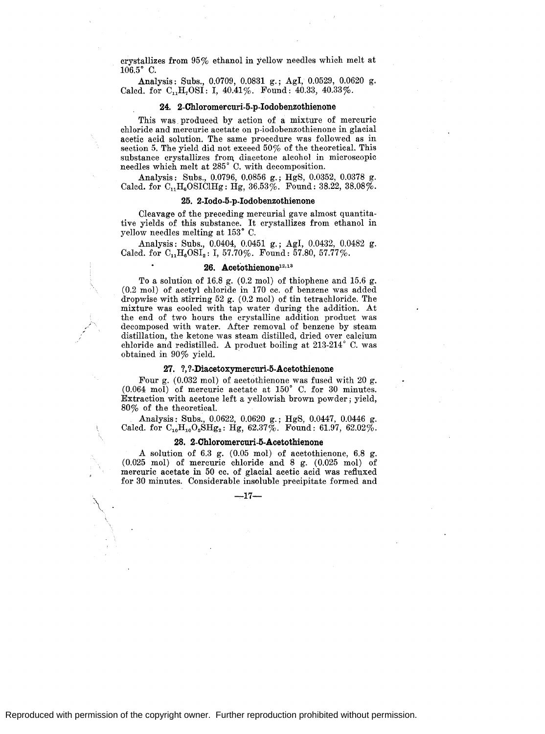crystallizes from 95% ethanol in yellow needles which melt at 106.5° C.

Analysis: Subs., 0.0709, 0.0831 g.; AgI, 0.0529, 0.0620 g. Calcd. for $C_{11}H_7OSI$: I, 40.41%. Found: 40.33, 40.33%.

### 24. 2-Chloromercuri-5-p-Iodobenzothienone

This was produced by action of a mixture of mercuric chloride and mercuric acetate on p-iodobenzothienone in glacial acetic acid solution. The same procedure was followed as in section 5. The yield did not exceed 50% of the theoretical. This substance crystallizes from diacetone alcohol in microscopic needles which melt at 285° C. with decomposition.

Analysis: Subs., 0.0796, 0.0856 g.; HgS, 0.0352, 0.0378 g. Calcd. for $C_{11}H_6OSIClHg$: Hg, 36.53%. Found: 38.22, 38.08%.

### 25. 2-Iodo-5-p-Iodobenzothienone

Cleavage of the preceding mercurial gave almost quantitative yields of this substance. It crystallizes from ethanol in yellow needles melting at 153° C.

Analysis: Subs., 0.0404, 0.0451 g.; AgI, 0.0432, 0.0482 g. Calcd. for $C_{11}H_6OSI_2$: I, 57.70%. Found: 57.80, 57.77%.

### 26. Acetothienone[12,13]

To a solution of 16.8 g. (0.2 mol) of thiophene and 15.6 g. (0.2 mol) of acetyl chloride in 170 cc. of benzene was added dropwise with stirring 52 g. (0.2 mol) of tin tetrachloride. The mixture was cooled with tap water during the addition. At the end of two hours the crystalline addition product was decomposed with water. After removal of benzene by steam distillation, the ketone was steam distilled, dried over calcium chloride and redistilled. A product boiling at 213-214° C. was obtained in 90% yield.

### 27. ?,?-Diacetoxymercuri-5-Acetothienone

Four g. (0.032 mol) of acetothienone was fused with 20 g. (0.064 mol) of mercuric acetate at 150° C. for 30 minutes. Extraction with acetone left a yellowish brown powder; yield, 80% of the theoretical.

Analysis: Subs., 0.0622, 0.0620 g.; HgS, 0.0447, 0.0446 g. Calcd. for $C_{10}H_{10}O_5SHg_2$: Hg, 62.37%. Found: 61.97, 62.02%.

### 28. 2-Chloromercuri-5-Acetothienone

A solution of 6.3 g. (0.05 mol) of acetothienone, 6.8 g. (0.025 mol) of mercuric chloride and 8 g. (0.025 mol) of mercuric acetate in 50 cc. of glacial acetic acid was refluxed for 30 minutes. Considerable insoluble precipitate formed and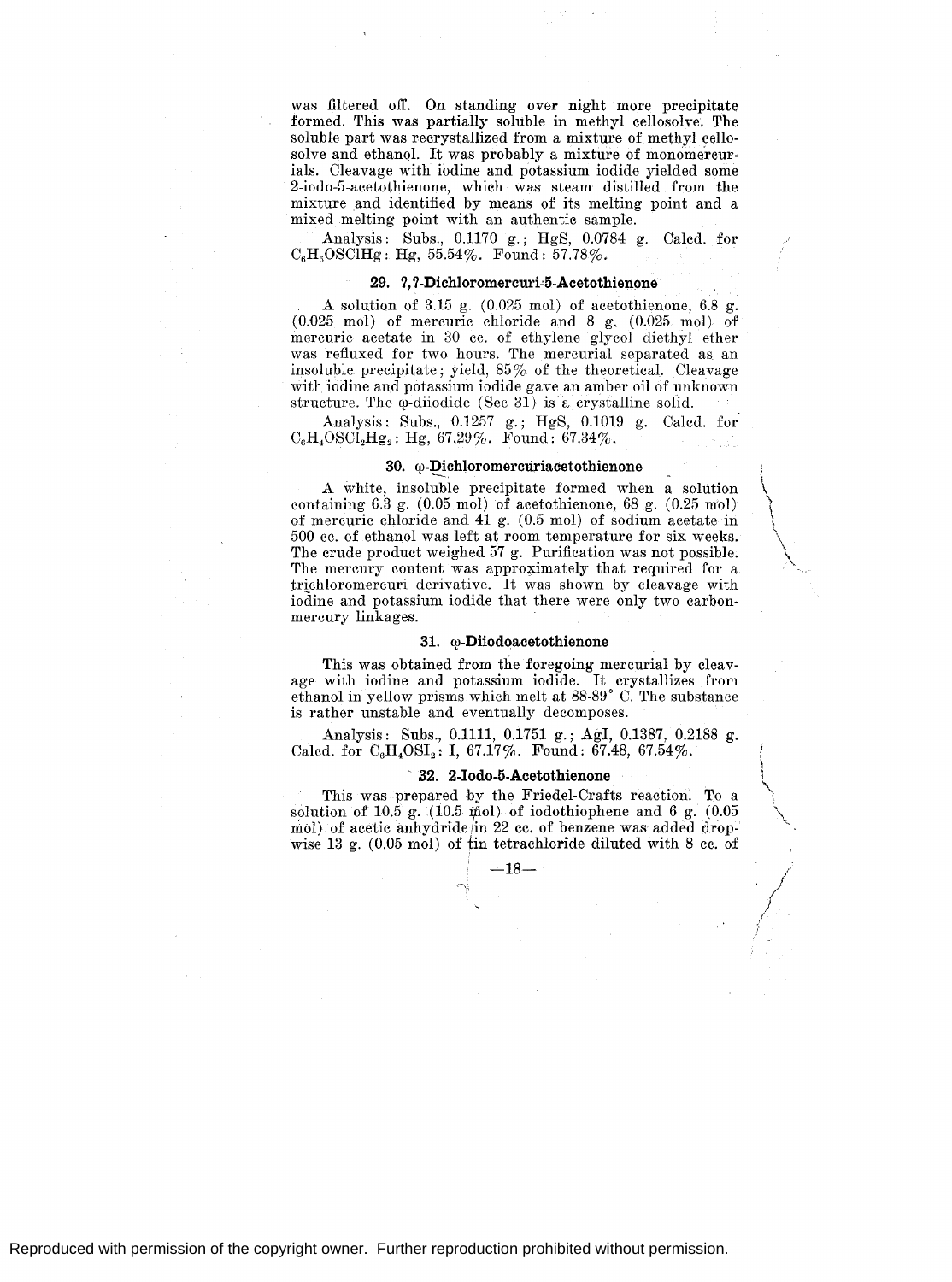was filtered off. On standing over night more precipitate formed. This was partially soluble in methyl cellosolve. The soluble part was recrystallized from a mixture of methyl cellosolve and ethanol. It was probably a mixture of monomercurials. Cleavage with iodine and potassium iodide yielded some 2-iodo-5-acetothienone, which was steam distilled from the mixture and identified by means of its melting point and a mixed melting point with an authentic sample.

Analysis: Subs., 0.1170 g.; HgS, 0.0784 g. Calcd. for $C_6H_5OSClHg$: Hg, 55.54%. Found: 57.78%.

### 29. ?,?-Dichloromercuri-5-Acetothienone

A solution of 3.15 g. (0.025 mol) of acetothienone, 6.8 g. (0.025 mol) of mercuric chloride and 8 g. (0.025 mol) of mercuric acetate in 30 cc. of ethylene glycol diethyl ether was refluxed for two hours. The mercurial separated as an insoluble precipitate; yield, 85% of the theoretical. Cleavage with iodine and potassium iodide gave an amber oil of unknown structure. The φ-diiodide (Sec 31) is a crystalline solid.

Analysis: Subs., 0.1257 g.; HgS, 0.1019 g. Calcd. for $C_6H_4OSCl_2Hg_2$: Hg, 67.29%. Found: 67.34%.

### 30. φ-Dichloromercuriacetothienone

A white, insoluble precipitate formed when a solution containing 6.3 g. (0.05 mol) of acetothienone, 68 g. (0.25 mol) of mercuric chloride and 41 g. (0.5 mol) of sodium acetate in 500 cc. of ethanol was left at room temperature for six weeks. The crude product weighed 57 g. Purification was not possible. The mercury content was approximately that required for a trichloromercuri derivative. It was shown by cleavage with iodine and potassium iodide that there were only two carbon-mercury linkages.

### 31. φ-Diiodoacetothienone

This was obtained from the foregoing mercurial by cleavage with iodine and potassium iodide. It crystallizes from ethanol in yellow prisms which melt at 88-89° C. The substance is rather unstable and eventually decomposes.

Analysis: Subs., 0.1111, 0.1751 g.; AgI, 0.1387, 0.2188 g. Calcd. for $C_6H_4OSI_2$: I, 67.17%. Found: 67.48, 67.54%.

### 32. 2-Iodo-5-Acetothienone

This was prepared by the Friedel-Crafts reaction. To a solution of 10.5 g. (10.5 mol) of iodothiophene and 6 g. (0.05 mol) of acetic anhydride in 22 cc. of benzene was added dropwise 13 g. (0.05 mol) of tin tetrachloride diluted with 8 cc. of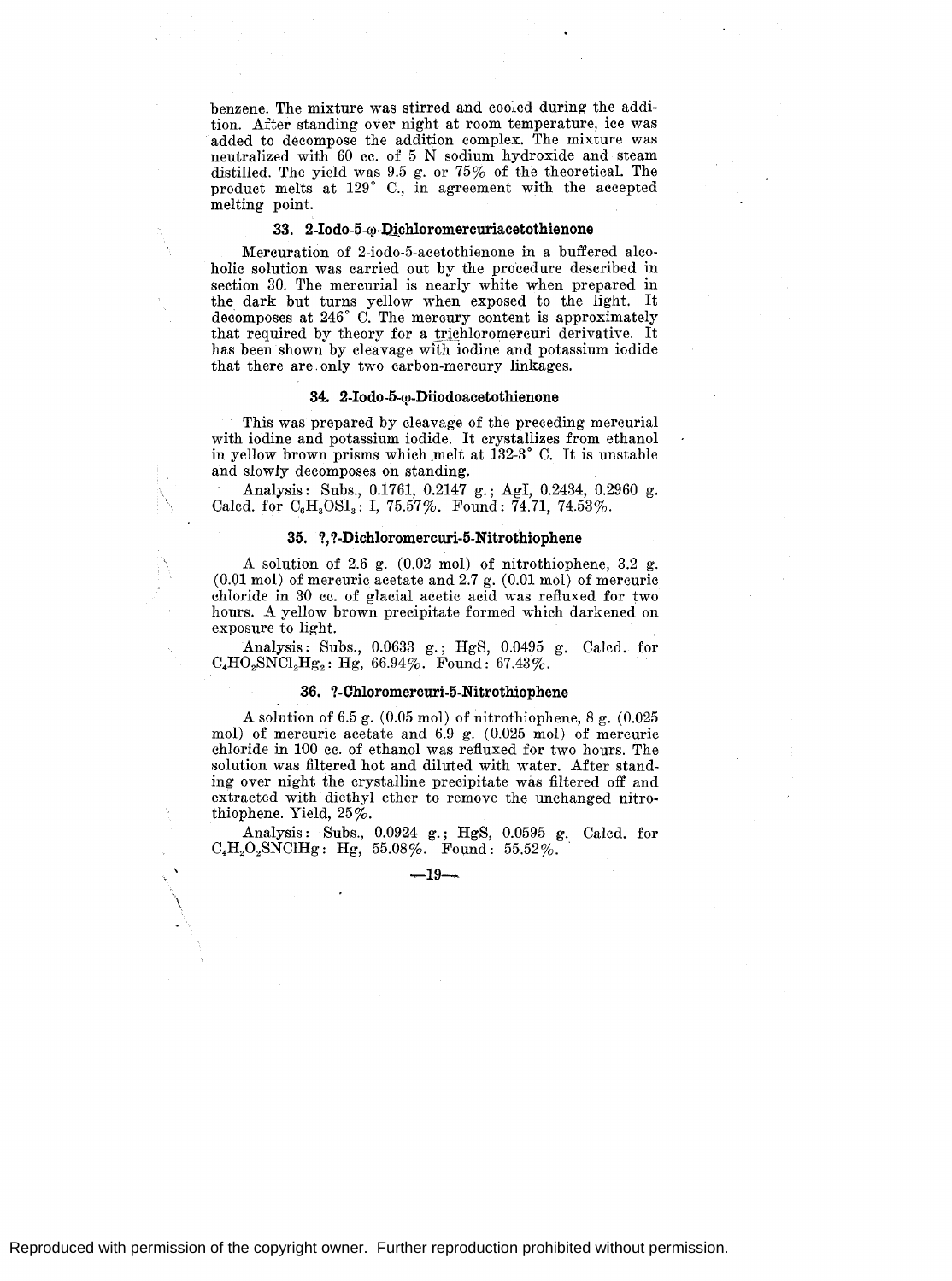benzene. The mixture was stirred and cooled during the addition. After standing over night at room temperature, ice was added to decompose the addition complex. The mixture was neutralized with 60 cc. of 5 N sodium hydroxide and steam distilled. The yield was 9.5 g. or 75% of the theoretical. The product melts at 129° C., in agreement with the accepted melting point.

### 33. 2-Iodo-5-ω-Dichloromercuriacetothienone

Mercuration of 2-iodo-5-acetothienone in a buffered alcoholic solution was carried out by the procedure described in section 30. The mercurial is nearly white when prepared in the dark but turns yellow when exposed to the light. It decomposes at 246° C. The mercury content is approximately that required by theory for a trichloromercuri derivative. It has been shown by cleavage with iodine and potassium iodide that there are only two carbon-mercury linkages.

### 34. 2-Iodo-5-ω-Diiodoacetothienone

This was prepared by cleavage of the preceding mercurial with iodine and potassium iodide. It crystallizes from ethanol in yellow brown prisms which melt at 132-3° C. It is unstable and slowly decomposes on standing.

Analysis: Subs., 0.1761, 0.2147 g.; AgI, 0.2434, 0.2960 g. Calcd. for $C_6H_3OSI_3$: I, 75.57%. Found: 74.71, 74.53%.

### 35. ?,?-Dichloromercuri-5-Nitrothiophene

A solution of 2.6 g. (0.02 mol) of nitrothiophene, 3.2 g. (0.01 mol) of mercuric acetate and 2.7 g. (0.01 mol) of mercuric chloride in 30 cc. of glacial acetic acid was refluxed for two hours. A yellow brown precipitate formed which darkened on exposure to light.

Analysis: Subs., 0.0633 g.; HgS, 0.0495 g. Calcd. for $C_4HO_2SNCl_2Hg_2$: Hg, 66.94%. Found: 67.43%.

### 36. ?-Chloromercuri-5-Nitrothiophene

A solution of 6.5 g. (0.05 mol) of nitrothiophene, 8 g. (0.025 mol) of mercuric acetate and 6.9 g. (0.025 mol) of mercuric chloride in 100 cc. of ethanol was refluxed for two hours. The solution was filtered hot and diluted with water. After standing over night the crystalline precipitate was filtered off and extracted with diethyl ether to remove the unchanged nitrothiophene. Yield, 25%.

Analysis: Subs., 0.0924 g.; HgS, 0.0595 g. Calcd. for $C_4H_2O_2SNClHg$: Hg, 55.08%. Found: 55.52%.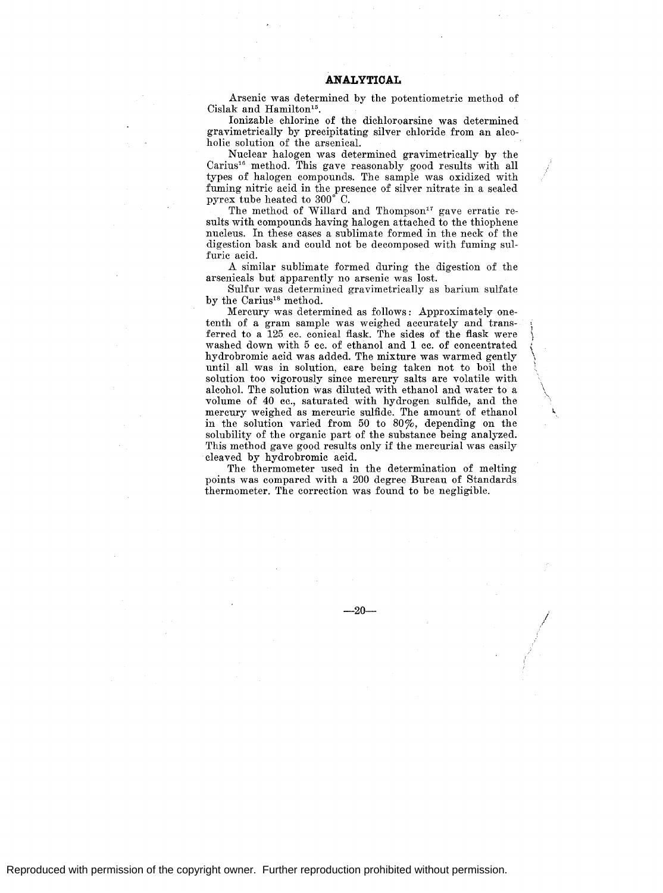## ANALYTICAL

Arsenic was determined by the potentiometric method of Cislak and Hamilton[15].

Ionizable chlorine of the dichloroarsine was determined gravimetrically by precipitating silver chloride from an alcoholic solution of the arsenical.

Nuclear halogen was determined gravimetrically by the Carius[16] method. This gave reasonably good results with all types of halogen compounds. The sample was oxidized with fuming nitric acid in the presence of silver nitrate in a sealed pyrex tube heated to 300° C.

The method of Willard and Thompson[17] gave erratic results with compounds having halogen attached to the thiophene nucleus. In these cases a sublimate formed in the neck of the digestion bask and could not be decomposed with fuming sulfuric acid.

A similar sublimate formed during the digestion of the arsenicals but apparently no arsenic was lost.

Sulfur was determined gravimetrically as barium sulfate by the Carius[18] method.

Mercury was determined as follows: Approximately one-tenth of a gram sample was weighed accurately and transferred to a 125 cc. conical flask. The sides of the flask were washed down with 5 cc. of ethanol and 1 cc. of concentrated hydrobromic acid was added. The mixture was warmed gently until all was in solution, care being taken not to boil the solution too vigorously since mercury salts are volatile with alcohol. The solution was diluted with ethanol and water to a volume of 40 cc., saturated with hydrogen sulfide, and the mercury weighed as mercuric sulfide. The amount of ethanol in the solution varied from 50 to 80%, depending on the solubility of the organic part of the substance being analyzed. This method gave good results only if the mercurial was easily cleaved by hydrobromic acid.

The thermometer used in the determination of melting points was compared with a 200 degree Bureau of Standards thermometer. The correction was found to be negligible.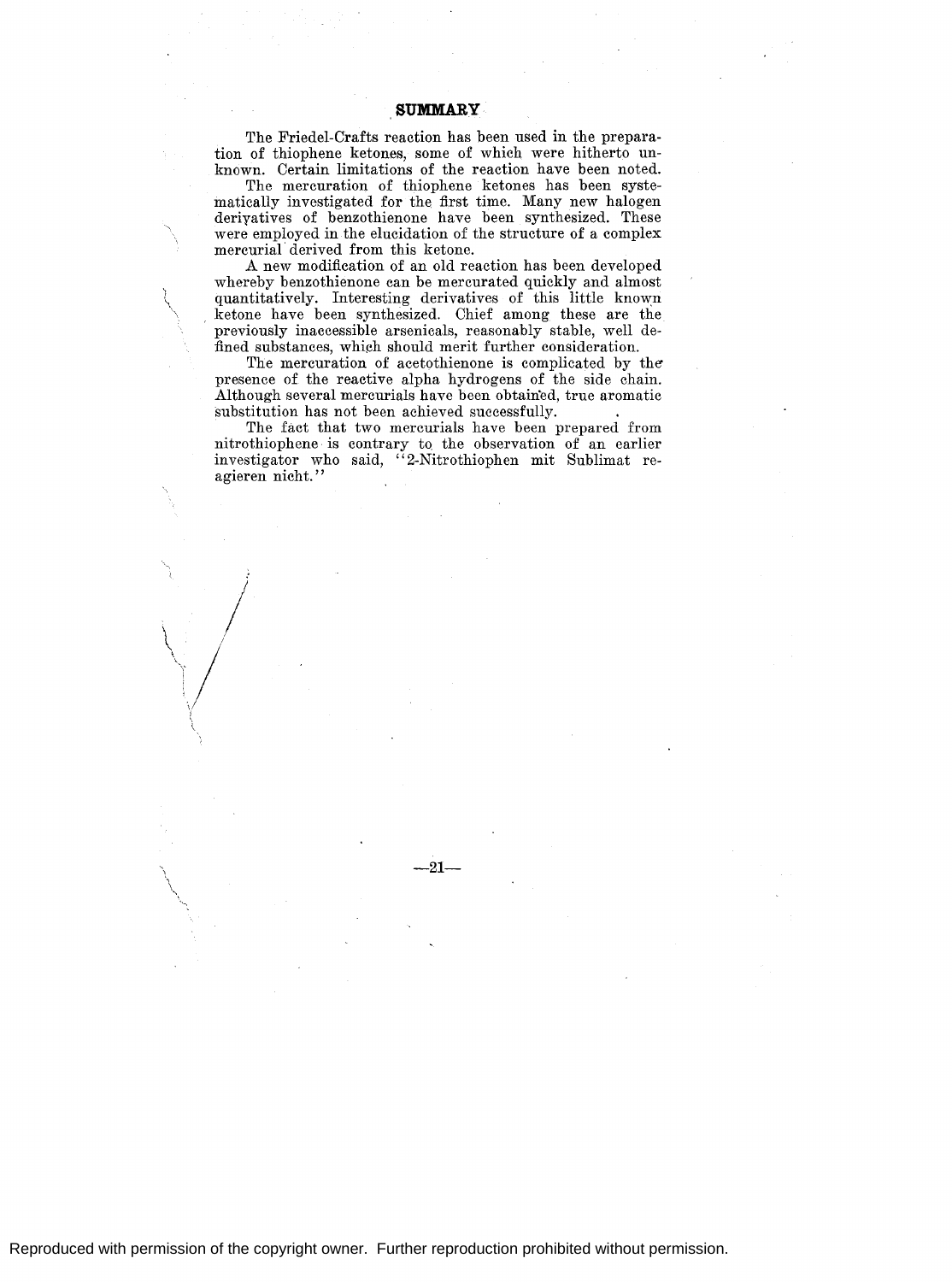## SUMMARY

The Friedel-Crafts reaction has been used in the preparation of thiophene ketones, some of which were hitherto unknown. Certain limitations of the reaction have been noted.

The mercuration of thiophene ketones has been systematically investigated for the first time. Many new halogen derivatives of benzothienone have been synthesized. These were employed in the elucidation of the structure of a complex mercurial derived from this ketone.

A new modification of an old reaction has been developed whereby benzothienone can be mercurated quickly and almost quantitatively. Interesting derivatives of this little known ketone have been synthesized. Chief among these are the previously inaccessible arsenicals, reasonably stable, well defined substances, which should merit further consideration.

The mercuration of acetothienone is complicated by the presence of the reactive alpha hydrogens of the side chain. Although several mercurials have been obtained, true aromatic substitution has not been achieved successfully.

The fact that two mercurials have been prepared from nitrothiophene is contrary to the observation of an earlier investigator who said, "2-Nitrothiophen mit Sublimat reagieren nicht."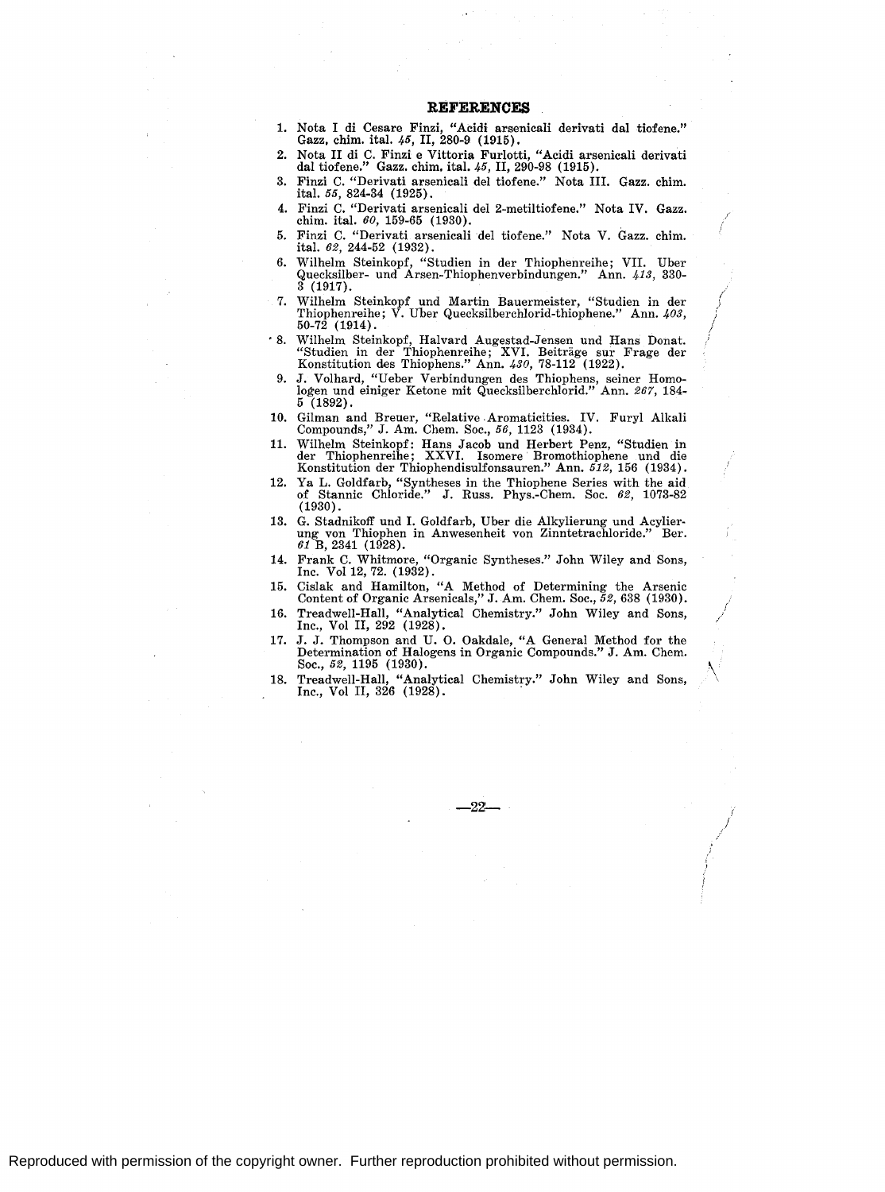## REFERENCES

1. Nota I di Cesare Finzi, "Acidi arsenicali derivati dal tiofene." Gazz. chim. ital. *45*, II, 280-9 (1915).
2. Nota II di C. Finzi e Vittoria Furlotti, "Acidi arsenicali derivati dal tiofene." Gazz. chim. ital. *45*, II, 290-98 (1915).
3. Finzi C. "Derivati arsenicali del tiofene." Nota III. Gazz. chim. ital. *55*, 824-34 (1925).
4. Finzi C. "Derivati arsenicali del 2-metiltiofene." Nota IV. Gazz. chim. ital. *60*, 159-65 (1930).
5. Finzi C. "Derivati arsenicali del tiofene." Nota V. Gazz. chim. ital. *62*, 244-52 (1932).
6. Wilhelm Steinkopf, "Studien in der Thiophenreihe; VII. Uber Quecksilber- und Arsen-Thiophenverbindungen." Ann. *413*, 330-3 (1917).
7. Wilhelm Steinkopf und Martin Bauermeister, "Studien in der Thiophenreihe; V. Uber Quecksilberchlorid-thiophene." Ann. *403*, 50-72 (1914).
8. Wilhelm Steinkopf, Halvard Augestad-Jensen und Hans Donat. "Studien in der Thiophenreihe; XVI. Beiträge sur Frage der Konstitution des Thiophens." Ann. *430*, 78-112 (1922).
9. J. Volhard, "Ueber Verbindungen des Thiophens, seiner Homologen und einiger Ketone mit Quecksilberchlorid." Ann. *267*, 184-5 (1892).
10. Gilman and Breuer, "Relative Aromaticities. IV. Furyl Alkali Compounds," J. Am. Chem. Soc., *56*, 1123 (1934).
11. Wilhelm Steinkopf: Hans Jacob und Herbert Penz, "Studien in der Thiophenreihe; XXVI. Isomere Bromothiophene und die Konstitution der Thiophendisulfonsauren." Ann. *512*, 156 (1934).
12. Ya L. Goldfarb, "Syntheses in the Thiophene Series with the aid of Stannic Chloride." J. Russ. Phys.-Chem. Soc. *62*, 1073-82 (1930).
13. G. Stadnikoff und I. Goldfarb, Uber die Alkylierung und Acylierung von Thiophen in Anwesenheit von Zinntetrachloride." Ber. *61* B, 2341 (1928).
14. Frank C. Whitmore, "Organic Syntheses." John Wiley and Sons, Inc. Vol 12, 72. (1932).
15. Cislak and Hamilton, "A Method of Determining the Arsenic Content of Organic Arsenicals," J. Am. Chem. Soc., *52*, 638 (1930).
16. Treadwell-Hall, "Analytical Chemistry." John Wiley and Sons, Inc., Vol II, 292 (1928).
17. J. J. Thompson and U. O. Oakdale, "A General Method for the Determination of Halogens in Organic Compounds." J. Am. Chem. Soc., *52*, 1195 (1930).
18. Treadwell-Hall, "Analytical Chemistry." John Wiley and Sons, Inc., Vol II, 326 (1928).